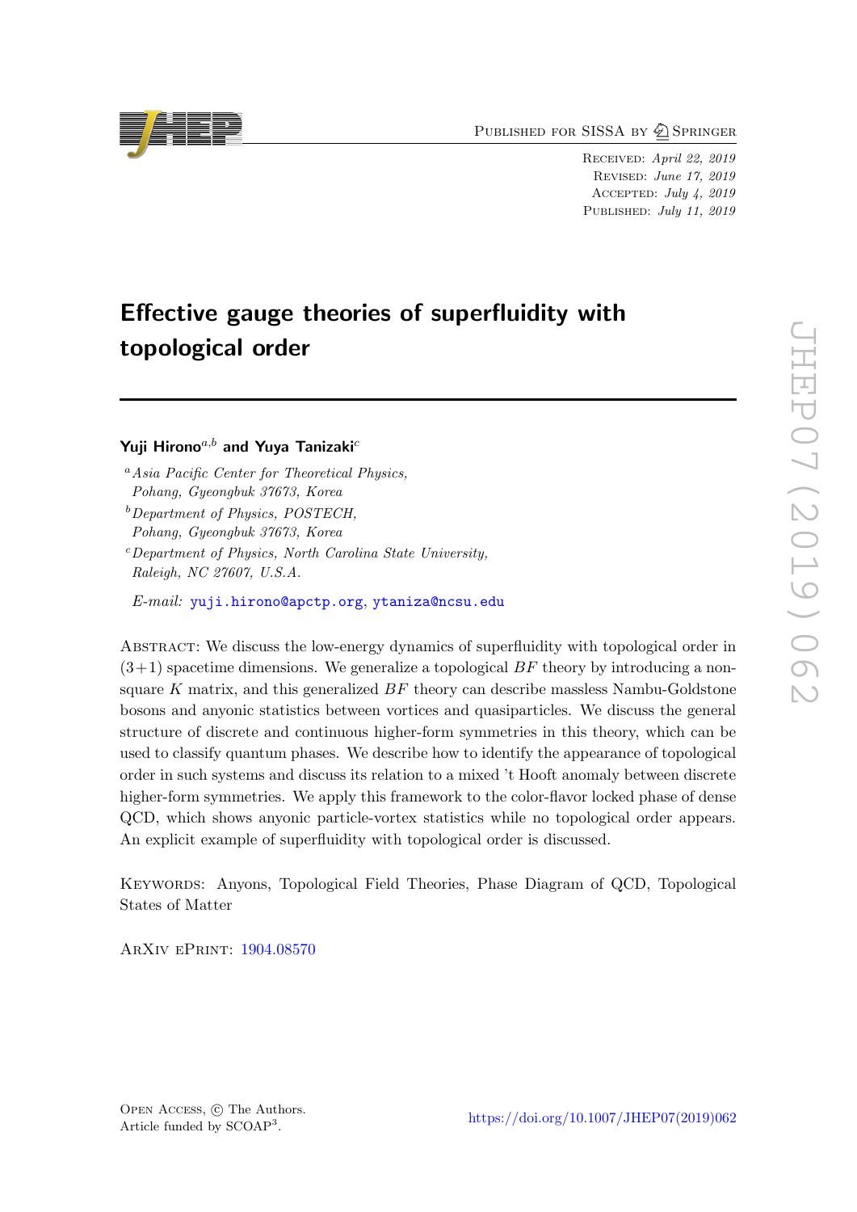Published for SISSA by Springer

Received: *April 22, 2019*
Revised: *June 17, 2019*
Accepted: *July 4, 2019*
Published: *July 11, 2019*

# Effective gauge theories of superfluidity with topological order

**Yuji Hirono**[a,b] **and Yuya Tanizaki**[c]

[a] *Asia Pacific Center for Theoretical Physics, Pohang, Gyeongbuk 37673, Korea*

[b] *Department of Physics, POSTECH, Pohang, Gyeongbuk 37673, Korea*

[c] *Department of Physics, North Carolina State University, Raleigh, NC 27607, U.S.A.*

*E-mail:* yuji.hirono@apctp.org, ytaniza@ncsu.edu

Abstract: We discuss the low-energy dynamics of superfluidity with topological order in (3+1) spacetime dimensions. We generalize a topological $BF$ theory by introducing a non-square $K$ matrix, and this generalized $BF$ theory can describe massless Nambu-Goldstone bosons and anyonic statistics between vortices and quasiparticles. We discuss the general structure of discrete and continuous higher-form symmetries in this theory, which can be used to classify quantum phases. We describe how to identify the appearance of topological order in such systems and discuss its relation to a mixed 't Hooft anomaly between discrete higher-form symmetries. We apply this framework to the color-flavor locked phase of dense QCD, which shows anyonic particle-vortex statistics while no topological order appears. An explicit example of superfluidity with topological order is discussed.

Keywords: Anyons, Topological Field Theories, Phase Diagram of QCD, Topological States of Matter

ArXiv ePrint: 1904.08570

Open Access, © The Authors.
Article funded by SCOAP[3].

https://doi.org/10.1007/JHEP07(2019)062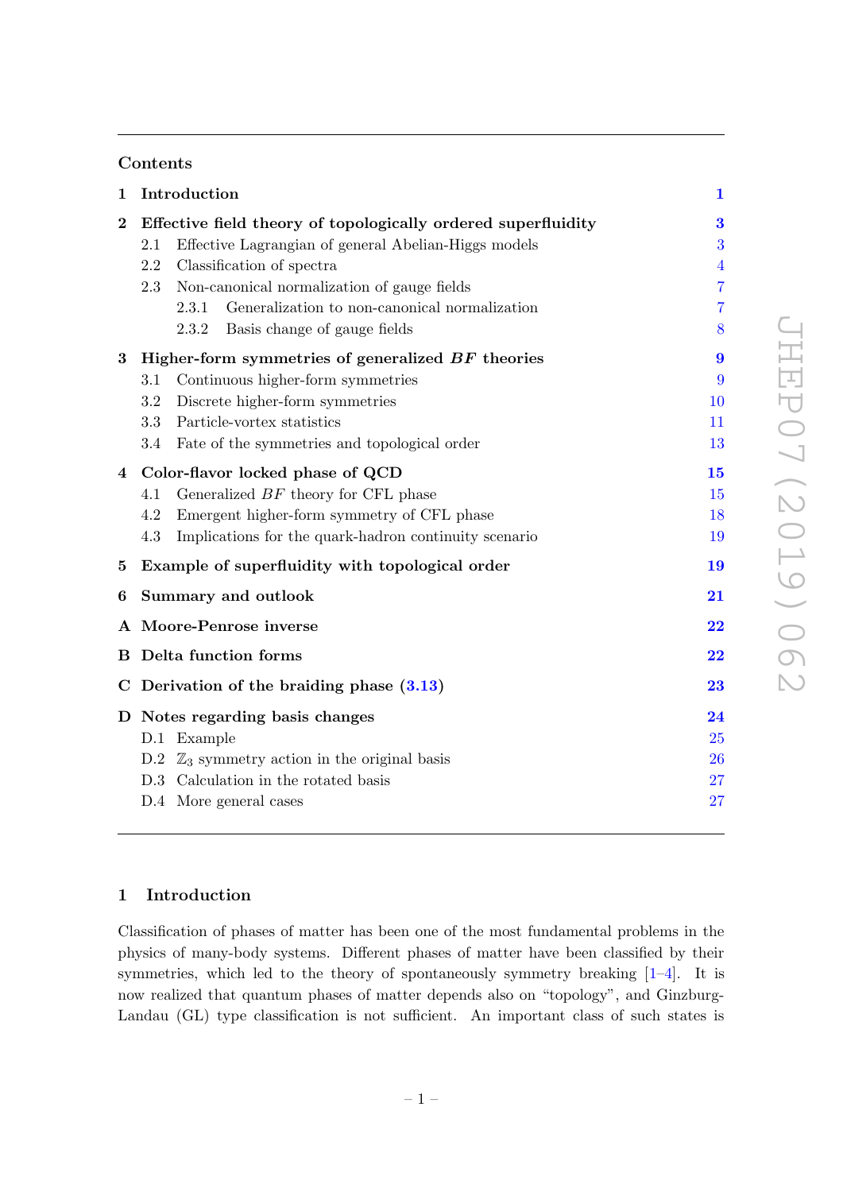## Contents

1 Introduction 1

2 Effective field theory of topologically ordered superfluidity 3
- 2.1 Effective Lagrangian of general Abelian-Higgs models 3
- 2.2 Classification of spectra 4
- 2.3 Non-canonical normalization of gauge fields 7
  - 2.3.1 Generalization to non-canonical normalization 7
  - 2.3.2 Basis change of gauge fields 8

3 Higher-form symmetries of generalized *BF* theories 9
- 3.1 Continuous higher-form symmetries 9
- 3.2 Discrete higher-form symmetries 10
- 3.3 Particle-vortex statistics 11
- 3.4 Fate of the symmetries and topological order 13

4 Color-flavor locked phase of QCD 15
- 4.1 Generalized *BF* theory for CFL phase 15
- 4.2 Emergent higher-form symmetry of CFL phase 18
- 4.3 Implications for the quark-hadron continuity scenario 19

5 Example of superfluidity with topological order 19

6 Summary and outlook 21

A Moore-Penrose inverse 22

B Delta function forms 22

C Derivation of the braiding phase (3.13) 23

D Notes regarding basis changes 24
- D.1 Example 25
- D.2 $\mathbb{Z}_3$ symmetry action in the original basis 26
- D.3 Calculation in the rotated basis 27
- D.4 More general cases 27

## 1 Introduction

Classification of phases of matter has been one of the most fundamental problems in the physics of many-body systems. Different phases of matter have been classified by their symmetries, which led to the theory of spontaneously symmetry breaking [1–4]. It is now realized that quantum phases of matter depends also on "topology", and Ginzburg-Landau (GL) type classification is not sufficient. An important class of such states is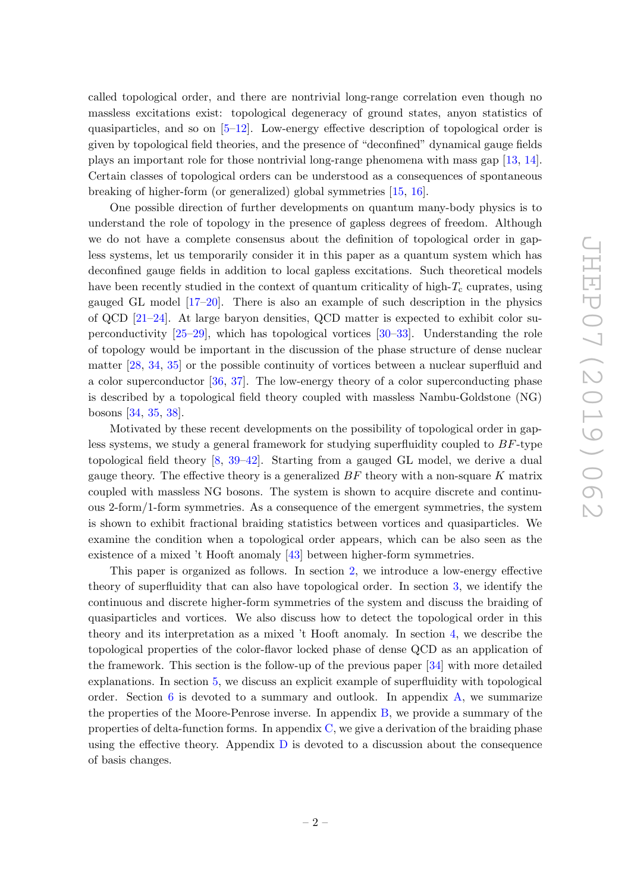called topological order, and there are nontrivial long-range correlation even though no massless excitations exist: topological degeneracy of ground states, anyon statistics of quasiparticles, and so on [5–12]. Low-energy effective description of topological order is given by topological field theories, and the presence of "deconfined" dynamical gauge fields plays an important role for those nontrivial long-range phenomena with mass gap [13, 14]. Certain classes of topological orders can be understood as a consequences of spontaneous breaking of higher-form (or generalized) global symmetries [15, 16].

One possible direction of further developments on quantum many-body physics is to understand the role of topology in the presence of gapless degrees of freedom. Although we do not have a complete consensus about the definition of topological order in gapless systems, let us temporarily consider it in this paper as a quantum system which has deconfined gauge fields in addition to local gapless excitations. Such theoretical models have been recently studied in the context of quantum criticality of high-$T_{\rm c}$ cuprates, using gauged GL model [17–20]. There is also an example of such description in the physics of QCD [21–24]. At large baryon densities, QCD matter is expected to exhibit color superconductivity [25–29], which has topological vortices [30–33]. Understanding the role of topology would be important in the discussion of the phase structure of dense nuclear matter [28, 34, 35] or the possible continuity of vortices between a nuclear superfluid and a color superconductor [36, 37]. The low-energy theory of a color superconducting phase is described by a topological field theory coupled with massless Nambu-Goldstone (NG) bosons [34, 35, 38].

Motivated by these recent developments on the possibility of topological order in gapless systems, we study a general framework for studying superfluidity coupled to $BF$-type topological field theory [8, 39–42]. Starting from a gauged GL model, we derive a dual gauge theory. The effective theory is a generalized $BF$ theory with a non-square $K$ matrix coupled with massless NG bosons. The system is shown to acquire discrete and continuous 2-form/1-form symmetries. As a consequence of the emergent symmetries, the system is shown to exhibit fractional braiding statistics between vortices and quasiparticles. We examine the condition when a topological order appears, which can be also seen as the existence of a mixed 't Hooft anomaly [43] between higher-form symmetries.

This paper is organized as follows. In section 2, we introduce a low-energy effective theory of superfluidity that can also have topological order. In section 3, we identify the continuous and discrete higher-form symmetries of the system and discuss the braiding of quasiparticles and vortices. We also discuss how to detect the topological order in this theory and its interpretation as a mixed 't Hooft anomaly. In section 4, we describe the topological properties of the color-flavor locked phase of dense QCD as an application of the framework. This section is the follow-up of the previous paper [34] with more detailed explanations. In section 5, we discuss an explicit example of superfluidity with topological order. Section 6 is devoted to a summary and outlook. In appendix A, we summarize the properties of the Moore-Penrose inverse. In appendix B, we provide a summary of the properties of delta-function forms. In appendix C, we give a derivation of the braiding phase using the effective theory. Appendix D is devoted to a discussion about the consequence of basis changes.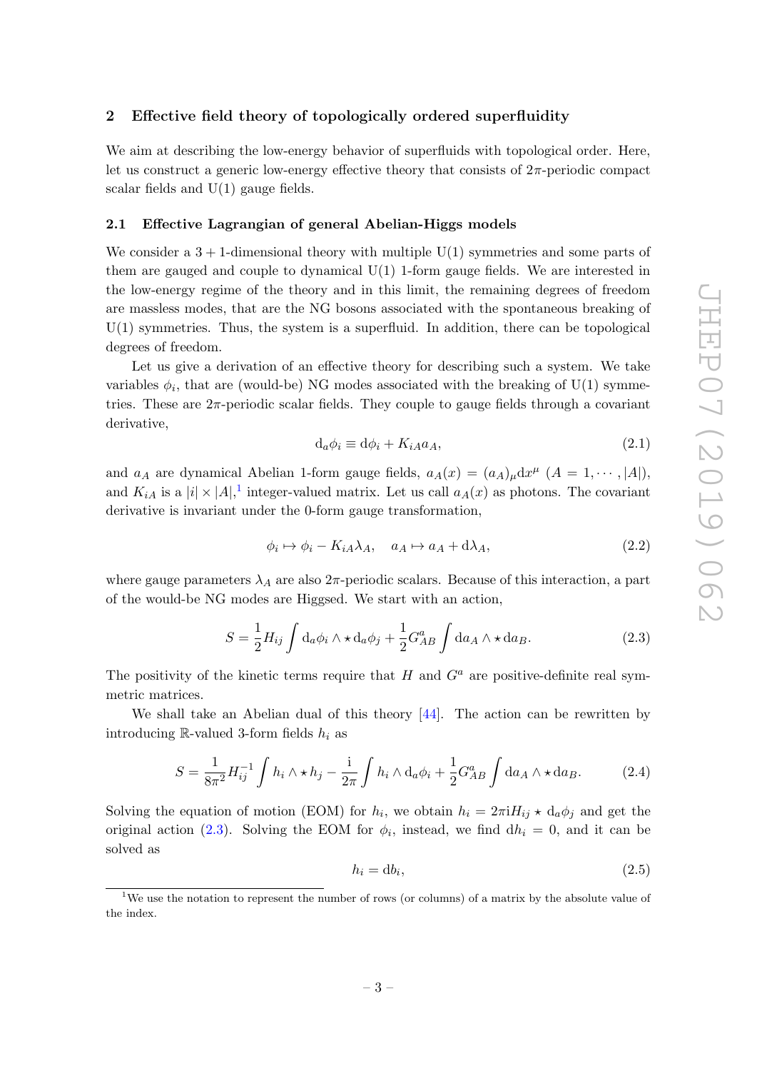## 2 Effective field theory of topologically ordered superfluidity

We aim at describing the low-energy behavior of superfluids with topological order. Here, let us construct a generic low-energy effective theory that consists of $2\pi$-periodic compact scalar fields and U(1) gauge fields.

### 2.1 Effective Lagrangian of general Abelian-Higgs models

We consider a $3+1$-dimensional theory with multiple U(1) symmetries and some parts of them are gauged and couple to dynamical U(1) 1-form gauge fields. We are interested in the low-energy regime of the theory and in this limit, the remaining degrees of freedom are massless modes, that are the NG bosons associated with the spontaneous breaking of U(1) symmetries. Thus, the system is a superfluid. In addition, there can be topological degrees of freedom.

Let us give a derivation of an effective theory for describing such a system. We take variables $\phi_i$, that are (would-be) NG modes associated with the breaking of U(1) symmetries. These are $2\pi$-periodic scalar fields. They couple to gauge fields through a covariant derivative,

$$\mathrm{d}_a \phi_i \equiv \mathrm{d}\phi_i + K_{iA} a_A, \tag{2.1}$$

and $a_A$ are dynamical Abelian 1-form gauge fields, $a_A(x) = (a_A)_\mu \mathrm{d}x^\mu$ $(A = 1, \cdots, |A|)$, and $K_{iA}$ is a $|i| \times |A|$,[1] integer-valued matrix. Let us call $a_A(x)$ as photons. The covariant derivative is invariant under the 0-form gauge transformation,

$$\phi_i \mapsto \phi_i - K_{iA}\lambda_A, \quad a_A \mapsto a_A + \mathrm{d}\lambda_A, \tag{2.2}$$

where gauge parameters $\lambda_A$ are also $2\pi$-periodic scalars. Because of this interaction, a part of the would-be NG modes are Higgsed. We start with an action,

$$S = \frac{1}{2} H_{ij} \int \mathrm{d}_a\phi_i \wedge \star \mathrm{d}_a \phi_j + \frac{1}{2} G^a_{AB} \int \mathrm{d}a_A \wedge \star \mathrm{d}a_B. \tag{2.3}$$

The positivity of the kinetic terms require that $H$ and $G^a$ are positive-definite real symmetric matrices.

We shall take an Abelian dual of this theory [44]. The action can be rewritten by introducing $\mathbb{R}$-valued 3-form fields $h_i$ as

$$S = \frac{1}{8\pi^2} H^{-1}_{ij} \int h_i \wedge \star h_j - \frac{\mathrm{i}}{2\pi} \int h_i \wedge \mathrm{d}_a \phi_i + \frac{1}{2} G^a_{AB} \int \mathrm{d}a_A \wedge \star \mathrm{d}a_B. \tag{2.4}$$

Solving the equation of motion (EOM) for $h_i$, we obtain $h_i = 2\pi \mathrm{i} H_{ij} \star \mathrm{d}_a \phi_j$ and get the original action (2.3). Solving the EOM for $\phi_i$, instead, we find $\mathrm{d}h_i = 0$, and it can be solved as

$$h_i = \mathrm{d}b_i, \tag{2.5}$$

[1] We use the notation to represent the number of rows (or columns) of a matrix by the absolute value of the index.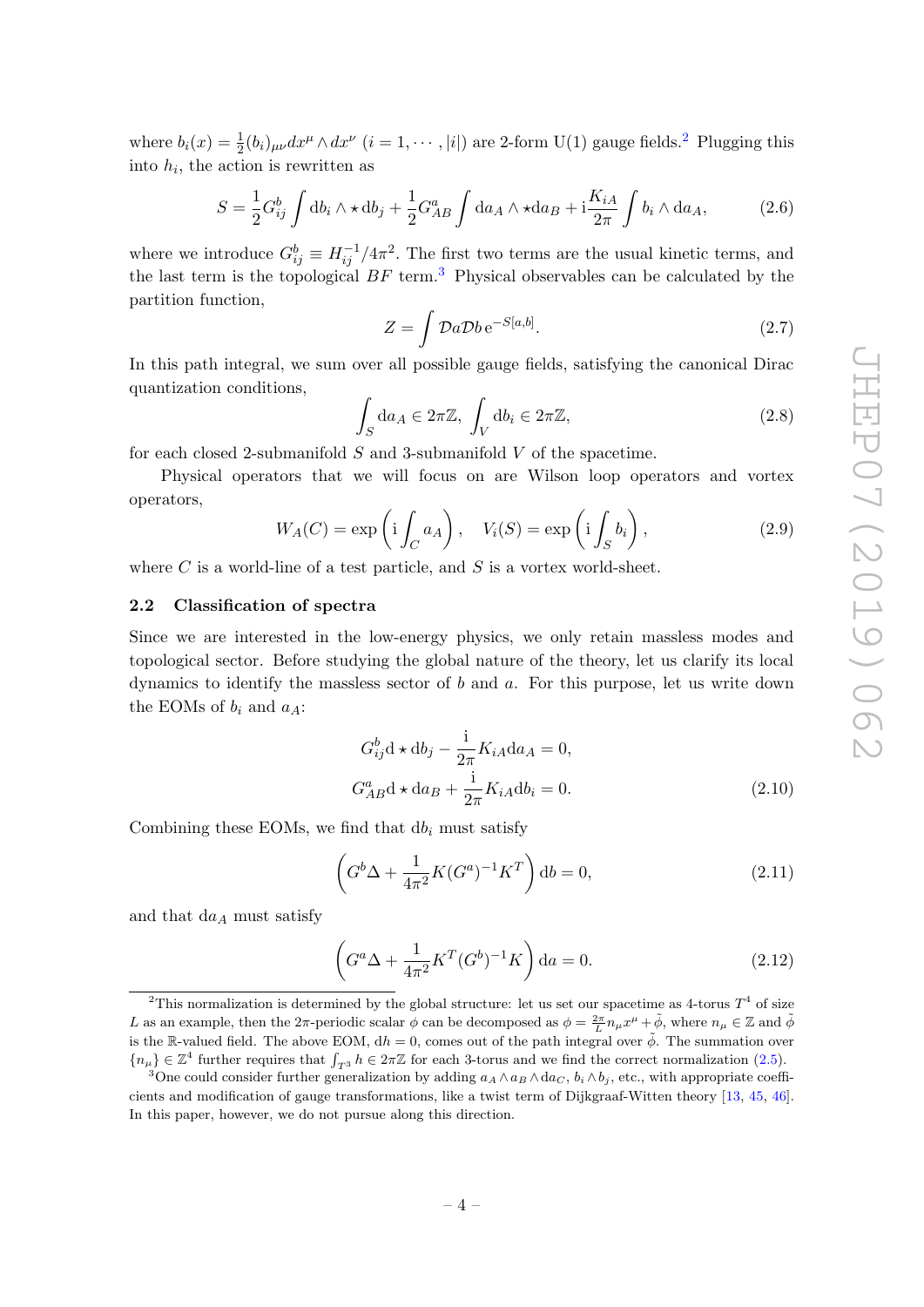where $b_i(x) = \frac{1}{2}(b_i)_{\mu\nu} dx^\mu \wedge dx^\nu$ ($i = 1, \cdots, |i|$) are 2-form U(1) gauge fields.[2] Plugging this into $h_i$, the action is rewritten as

$$S = \frac{1}{2} G^b_{ij} \int \mathrm{d}b_i \wedge \star\, \mathrm{d}b_j + \frac{1}{2} G^a_{AB} \int \mathrm{d}a_A \wedge \star \mathrm{d}a_B + \mathrm{i}\frac{K_{iA}}{2\pi} \int b_i \wedge \mathrm{d}a_A, \tag{2.6}$$

where we introduce $G^b_{ij} \equiv H^{-1}_{ij}/4\pi^2$. The first two terms are the usual kinetic terms, and the last term is the topological $BF$ term.[3] Physical observables can be calculated by the partition function,

$$Z = \int \mathcal{D}a\mathcal{D}b\, \mathrm{e}^{-S[a,b]}. \tag{2.7}$$

In this path integral, we sum over all possible gauge fields, satisfying the canonical Dirac quantization conditions,

$$\int_S \mathrm{d}a_A \in 2\pi\mathbb{Z}, \ \int_V \mathrm{d}b_i \in 2\pi\mathbb{Z}, \tag{2.8}$$

for each closed 2-submanifold $S$ and 3-submanifold $V$ of the spacetime.

Physical operators that we will focus on are Wilson loop operators and vortex operators,

$$W_A(C) = \exp\left(\mathrm{i}\int_C a_A\right), \quad V_i(S) = \exp\left(\mathrm{i}\int_S b_i\right), \tag{2.9}$$

where $C$ is a world-line of a test particle, and $S$ is a vortex world-sheet.

### 2.2 Classification of spectra

Since we are interested in the low-energy physics, we only retain massless modes and topological sector. Before studying the global nature of the theory, let us clarify its local dynamics to identify the massless sector of $b$ and $a$. For this purpose, let us write down the EOMs of $b_i$ and $a_A$:

$$\begin{aligned} G^b_{ij}\mathrm{d}\star \mathrm{d}b_j - \frac{\mathrm{i}}{2\pi}K_{iA}\mathrm{d}a_A = 0,\\ G^a_{AB}\mathrm{d}\star \mathrm{d}a_B + \frac{\mathrm{i}}{2\pi}K_{iA}\mathrm{d}b_i = 0. \end{aligned} \tag{2.10}$$

Combining these EOMs, we find that $\mathrm{d}b_i$ must satisfy

$$\left(G^b\Delta + \frac{1}{4\pi^2}K(G^a)^{-1}K^T\right)\mathrm{d}b = 0, \tag{2.11}$$

and that $\mathrm{d}a_A$ must satisfy

$$\left(G^a\Delta + \frac{1}{4\pi^2}K^T(G^b)^{-1}K\right)\mathrm{d}a = 0. \tag{2.12}$$

---

[2] This normalization is determined by the global structure: let us set our spacetime as 4-torus $T^4$ of size $L$ as an example, then the $2\pi$-periodic scalar $\phi$ can be decomposed as $\phi = \frac{2\pi}{L}n_\mu x^\mu + \tilde{\phi}$, where $n_\mu \in \mathbb{Z}$ and $\tilde{\phi}$ is the $\mathbb{R}$-valued field. The above EOM, $\mathrm{d}h = 0$, comes out of the path integral over $\tilde{\phi}$. The summation over $\{n_\mu\} \in \mathbb{Z}^4$ further requires that $\int_{T^3} h \in 2\pi\mathbb{Z}$ for each 3-torus and we find the correct normalization (2.5).

[3] One could consider further generalization by adding $a_A \wedge a_B \wedge \mathrm{d}a_C$, $b_i \wedge b_j$, etc., with appropriate coefficients and modification of gauge transformations, like a twist term of Dijkgraaf-Witten theory [13, 45, 46]. In this paper, however, we do not pursue along this direction.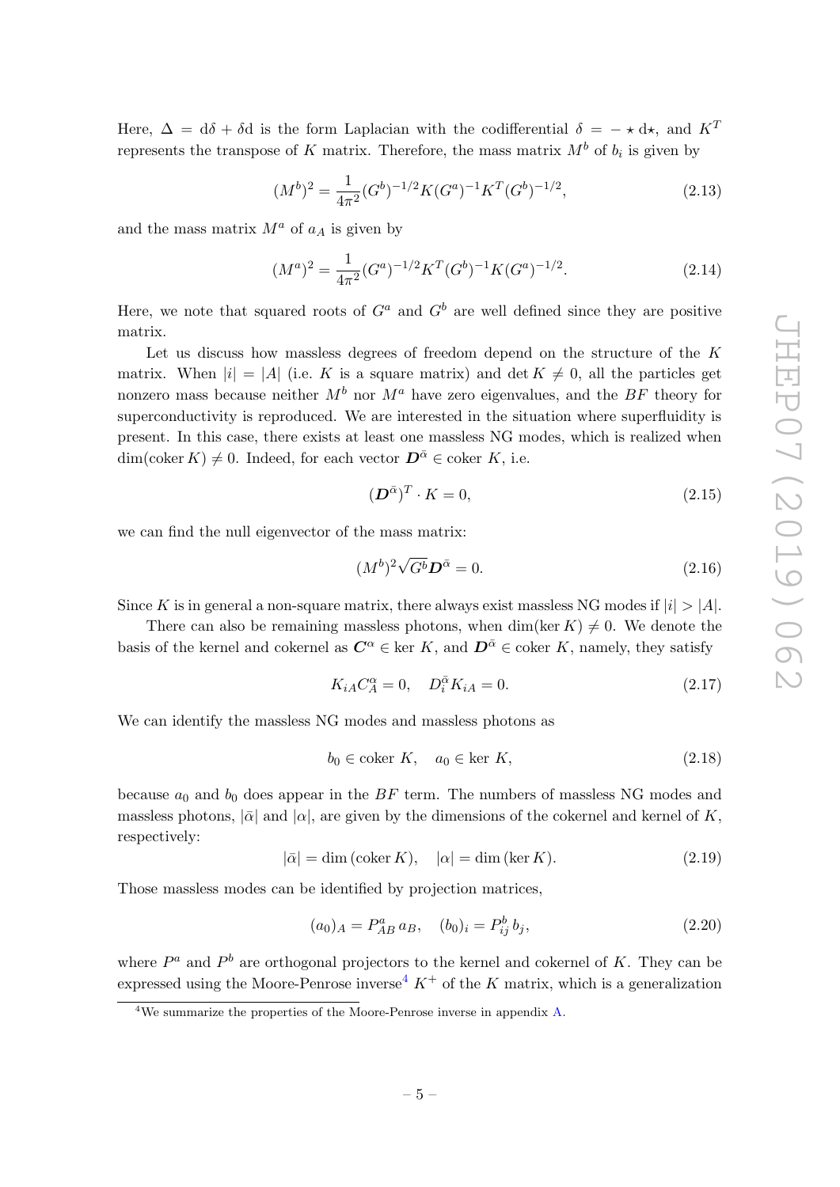Here, $\Delta = \mathrm{d}\delta + \delta\mathrm{d}$ is the form Laplacian with the codifferential $\delta = -\star \mathrm{d}\star$, and $K^T$ represents the transpose of $K$ matrix. Therefore, the mass matrix $M^b$ of $b_i$ is given by

$$(M^b)^2 = \frac{1}{4\pi^2}(G^b)^{-1/2} K (G^a)^{-1} K^T (G^b)^{-1/2}, \tag{2.13}$$

and the mass matrix $M^a$ of $a_A$ is given by

$$(M^a)^2 = \frac{1}{4\pi^2}(G^a)^{-1/2} K^T (G^b)^{-1} K (G^a)^{-1/2}. \tag{2.14}$$

Here, we note that squared roots of $G^a$ and $G^b$ are well defined since they are positive matrix.

Let us discuss how massless degrees of freedom depend on the structure of the $K$ matrix. When $|i| = |A|$ (i.e. $K$ is a square matrix) and $\det K \neq 0$, all the particles get nonzero mass because neither $M^b$ nor $M^a$ have zero eigenvalues, and the $BF$ theory for superconductivity is reproduced. We are interested in the situation where superfluidity is present. In this case, there exists at least one massless NG modes, which is realized when $\dim(\mathrm{coker}\, K) \neq 0$. Indeed, for each vector $\boldsymbol{D}^{\bar{\alpha}} \in \mathrm{coker}\, K$, i.e.

$$(\boldsymbol{D}^{\bar{\alpha}})^T \cdot K = 0, \tag{2.15}$$

we can find the null eigenvector of the mass matrix:

$$(M^b)^2 \sqrt{G^b} \boldsymbol{D}^{\bar{\alpha}} = 0. \tag{2.16}$$

Since $K$ is in general a non-square matrix, there always exist massless NG modes if $|i| > |A|$.

There can also be remaining massless photons, when $\dim(\ker K) \neq 0$. We denote the basis of the kernel and cokernel as $\boldsymbol{C}^\alpha \in \ker K$, and $\boldsymbol{D}^{\bar{\alpha}} \in \mathrm{coker}\, K$, namely, they satisfy

$$K_{iA} C^\alpha_A = 0, \quad D^{\bar{\alpha}}_i K_{iA} = 0. \tag{2.17}$$

We can identify the massless NG modes and massless photons as

$$b_0 \in \mathrm{coker}\, K, \quad a_0 \in \ker K, \tag{2.18}$$

because $a_0$ and $b_0$ does appear in the $BF$ term. The numbers of massless NG modes and massless photons, $|\bar{\alpha}|$ and $|\alpha|$, are given by the dimensions of the cokernel and kernel of $K$, respectively:

$$|\bar{\alpha}| = \dim(\mathrm{coker}\, K), \quad |\alpha| = \dim(\ker K). \tag{2.19}$$

Those massless modes can be identified by projection matrices,

$$(a_0)_A = P^a_{AB}\, a_B, \quad (b_0)_i = P^b_{ij}\, b_j, \tag{2.20}$$

where $P^a$ and $P^b$ are orthogonal projectors to the kernel and cokernel of $K$. They can be expressed using the Moore-Penrose inverse[4] $K^+$ of the $K$ matrix, which is a generalization

[4] We summarize the properties of the Moore-Penrose inverse in appendix A.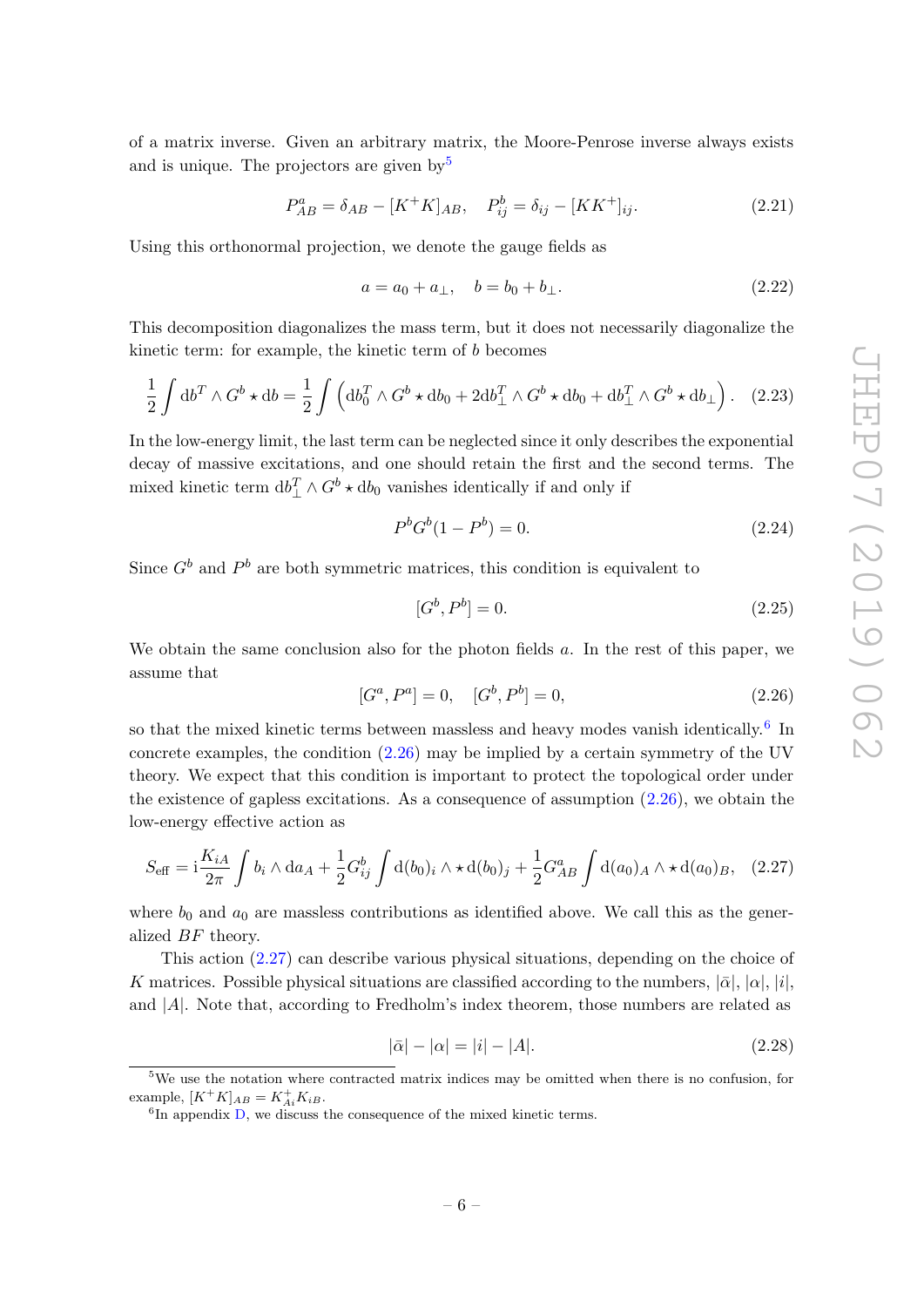of a matrix inverse. Given an arbitrary matrix, the Moore-Penrose inverse always exists and is unique. The projectors are given by[5]

$$P^a_{AB} = \delta_{AB} - [K^+K]_{AB}, \quad P^b_{ij} = \delta_{ij} - [KK^+]_{ij}. \tag{2.21}$$

Using this orthonormal projection, we denote the gauge fields as

$$a = a_0 + a_\perp, \quad b = b_0 + b_\perp. \tag{2.22}$$

This decomposition diagonalizes the mass term, but it does not necessarily diagonalize the kinetic term: for example, the kinetic term of $b$ becomes

$$\frac{1}{2}\int \mathrm{d}b^T \wedge G^b \star \mathrm{d}b = \frac{1}{2}\int \left(\mathrm{d}b_0^T \wedge G^b \star \mathrm{d}b_0 + 2\mathrm{d}b_\perp^T \wedge G^b \star \mathrm{d}b_0 + \mathrm{d}b_\perp^T \wedge G^b \star \mathrm{d}b_\perp\right). \tag{2.23}$$

In the low-energy limit, the last term can be neglected since it only describes the exponential decay of massive excitations, and one should retain the first and the second terms. The mixed kinetic term $\mathrm{d}b_\perp^T \wedge G^b \star \mathrm{d}b_0$ vanishes identically if and only if

$$P^b G^b (1 - P^b) = 0. \tag{2.24}$$

Since $G^b$ and $P^b$ are both symmetric matrices, this condition is equivalent to

$$[G^b, P^b] = 0. \tag{2.25}$$

We obtain the same conclusion also for the photon fields $a$. In the rest of this paper, we assume that

$$[G^a, P^a] = 0, \quad [G^b, P^b] = 0, \tag{2.26}$$

so that the mixed kinetic terms between massless and heavy modes vanish identically.[6] In concrete examples, the condition (2.26) may be implied by a certain symmetry of the UV theory. We expect that this condition is important to protect the topological order under the existence of gapless excitations. As a consequence of assumption (2.26), we obtain the low-energy effective action as

$$S_{\text{eff}} = \mathrm{i}\frac{K_{iA}}{2\pi}\int b_i \wedge \mathrm{d}a_A + \frac{1}{2}G^b_{ij}\int \mathrm{d}(b_0)_i \wedge \star\, \mathrm{d}(b_0)_j + \frac{1}{2}G^a_{AB}\int \mathrm{d}(a_0)_A \wedge \star\, \mathrm{d}(a_0)_B, \tag{2.27}$$

where $b_0$ and $a_0$ are massless contributions as identified above. We call this as the generalized $BF$ theory.

This action (2.27) can describe various physical situations, depending on the choice of $K$ matrices. Possible physical situations are classified according to the numbers, $|\bar{\alpha}|$, $|\alpha|$, $|i|$, and $|A|$. Note that, according to Fredholm's index theorem, those numbers are related as

$$|\bar{\alpha}| - |\alpha| = |i| - |A|. \tag{2.28}$$

[5] We use the notation where contracted matrix indices may be omitted when there is no confusion, for example, $[K^+K]_{AB} = K^+_{Ai}K_{iB}$.

[6] In appendix D, we discuss the consequence of the mixed kinetic terms.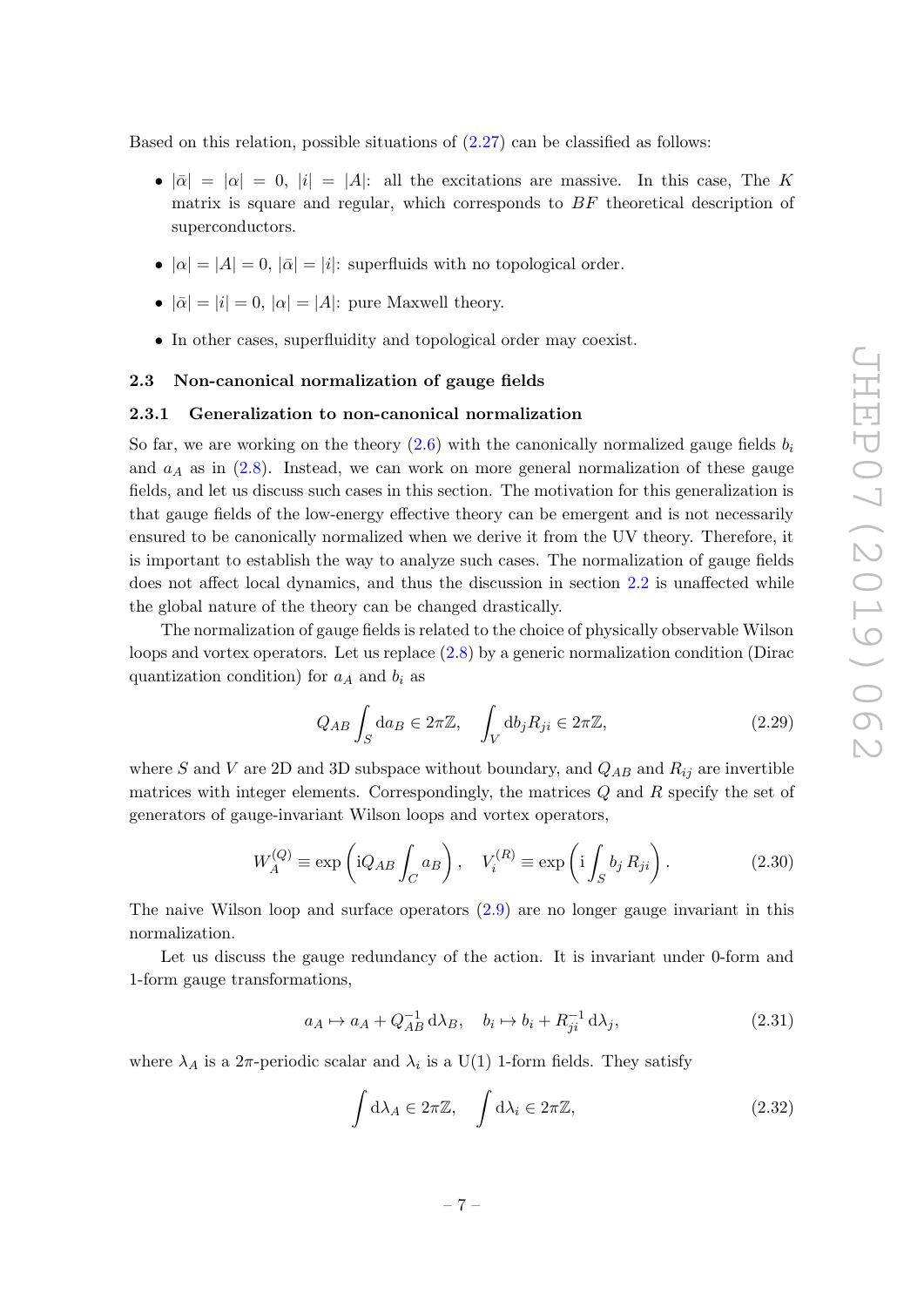Based on this relation, possible situations of (2.27) can be classified as follows:

- $|\bar{\alpha}| = |\alpha| = 0$, $|i| = |A|$: all the excitations are massive. In this case, The $K$ matrix is square and regular, which corresponds to $BF$ theoretical description of superconductors.
- $|\alpha| = |A| = 0$, $|\bar{\alpha}| = |i|$: superfluids with no topological order.
- $|\bar{\alpha}| = |i| = 0$, $|\alpha| = |A|$: pure Maxwell theory.
- In other cases, superfluidity and topological order may coexist.

## 2.3 Non-canonical normalization of gauge fields

### 2.3.1 Generalization to non-canonical normalization

So far, we are working on the theory (2.6) with the canonically normalized gauge fields $b_i$ and $a_A$ as in (2.8). Instead, we can work on more general normalization of these gauge fields, and let us discuss such cases in this section. The motivation for this generalization is that gauge fields of the low-energy effective theory can be emergent and is not necessarily ensured to be canonically normalized when we derive it from the UV theory. Therefore, it is important to establish the way to analyze such cases. The normalization of gauge fields does not affect local dynamics, and thus the discussion in section 2.2 is unaffected while the global nature of the theory can be changed drastically.

The normalization of gauge fields is related to the choice of physically observable Wilson loops and vortex operators. Let us replace (2.8) by a generic normalization condition (Dirac quantization condition) for $a_A$ and $b_i$ as

$$Q_{AB} \int_S \mathrm{d}a_B \in 2\pi\mathbb{Z}, \quad \int_V \mathrm{d}b_j R_{ji} \in 2\pi\mathbb{Z}, \tag{2.29}$$

where $S$ and $V$ are 2D and 3D subspace without boundary, and $Q_{AB}$ and $R_{ij}$ are invertible matrices with integer elements. Correspondingly, the matrices $Q$ and $R$ specify the set of generators of gauge-invariant Wilson loops and vortex operators,

$$W_A^{(Q)} \equiv \exp\left(\mathrm{i}Q_{AB}\int_C a_B\right), \quad V_i^{(R)} \equiv \exp\left(\mathrm{i}\int_S b_j\, R_{ji}\right). \tag{2.30}$$

The naive Wilson loop and surface operators (2.9) are no longer gauge invariant in this normalization.

Let us discuss the gauge redundancy of the action. It is invariant under 0-form and 1-form gauge transformations,

$$a_A \mapsto a_A + Q^{-1}_{AB}\,\mathrm{d}\lambda_B, \quad b_i \mapsto b_i + R^{-1}_{ji}\,\mathrm{d}\lambda_j, \tag{2.31}$$

where $\lambda_A$ is a $2\pi$-periodic scalar and $\lambda_i$ is a U(1) 1-form fields. They satisfy

$$\int \mathrm{d}\lambda_A \in 2\pi\mathbb{Z}, \quad \int \mathrm{d}\lambda_i \in 2\pi\mathbb{Z}, \tag{2.32}$$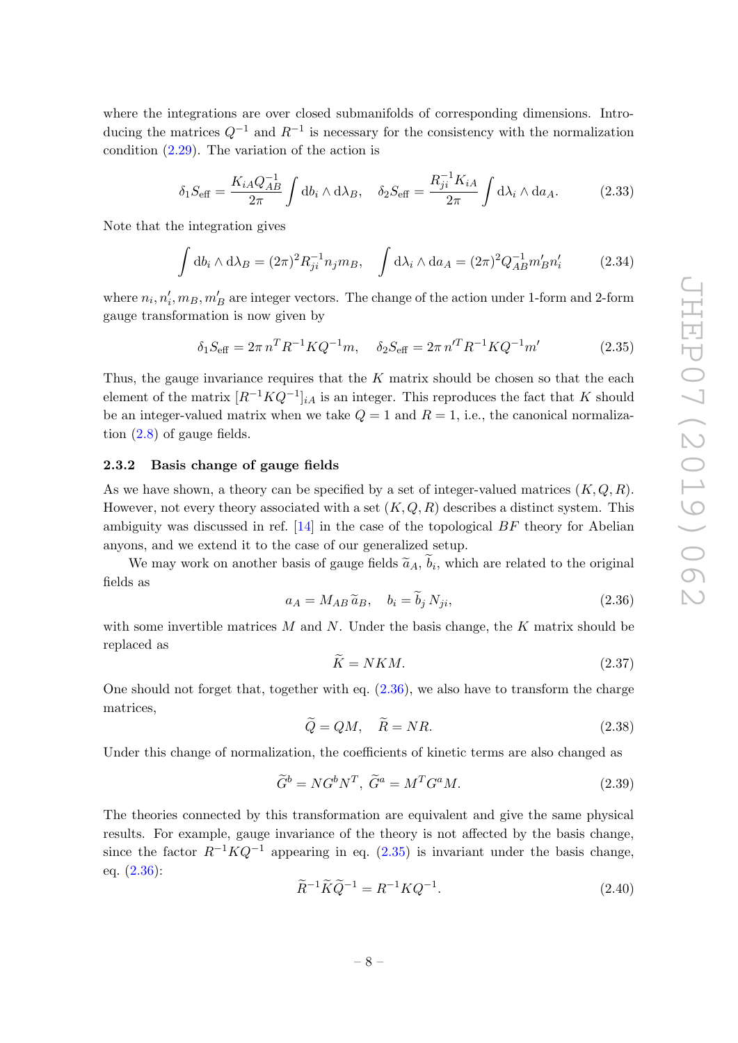where the integrations are over closed submanifolds of corresponding dimensions. Introducing the matrices $Q^{-1}$ and $R^{-1}$ is necessary for the consistency with the normalization condition (2.29). The variation of the action is

$$\delta_1 S_{\text{eff}} = \frac{K_{iA} Q^{-1}_{AB}}{2\pi} \int \mathrm{d}b_i \wedge \mathrm{d}\lambda_B, \quad \delta_2 S_{\text{eff}} = \frac{R^{-1}_{ji} K_{iA}}{2\pi} \int \mathrm{d}\lambda_i \wedge \mathrm{d}a_A. \tag{2.33}$$

Note that the integration gives

$$\int \mathrm{d}b_i \wedge \mathrm{d}\lambda_B = (2\pi)^2 R^{-1}_{ji} n_j m_B, \quad \int \mathrm{d}\lambda_i \wedge \mathrm{d}a_A = (2\pi)^2 Q^{-1}_{AB} m'_B n'_i \tag{2.34}$$

where $n_i, n'_i, m_B, m'_B$ are integer vectors. The change of the action under 1-form and 2-form gauge transformation is now given by

$$\delta_1 S_{\text{eff}} = 2\pi\, n^T R^{-1} K Q^{-1} m, \quad \delta_2 S_{\text{eff}} = 2\pi\, n'^T R^{-1} K Q^{-1} m' \tag{2.35}$$

Thus, the gauge invariance requires that the $K$ matrix should be chosen so that the each element of the matrix $[R^{-1} K Q^{-1}]_{iA}$ is an integer. This reproduces the fact that $K$ should be an integer-valued matrix when we take $Q = 1$ and $R = 1$, i.e., the canonical normalization (2.8) of gauge fields.

### 2.3.2 Basis change of gauge fields

As we have shown, a theory can be specified by a set of integer-valued matrices $(K, Q, R)$. However, not every theory associated with a set $(K, Q, R)$ describes a distinct system. This ambiguity was discussed in ref. [14] in the case of the topological $BF$ theory for Abelian anyons, and we extend it to the case of our generalized setup.

We may work on another basis of gauge fields $\widetilde{a}_A$, $\widetilde{b}_i$, which are related to the original fields as

$$a_A = M_{AB}\, \widetilde{a}_B, \quad b_i = \widetilde{b}_j\, N_{ji}, \tag{2.36}$$

with some invertible matrices $M$ and $N$. Under the basis change, the $K$ matrix should be replaced as

$$\widetilde{K} = NKM. \tag{2.37}$$

One should not forget that, together with eq. (2.36), we also have to transform the charge matrices,

$$\widetilde{Q} = QM, \quad \widetilde{R} = NR. \tag{2.38}$$

Under this change of normalization, the coefficients of kinetic terms are also changed as

$$\widetilde{G}^b = N G^b N^T,\ \widetilde{G}^a = M^T G^a M. \tag{2.39}$$

The theories connected by this transformation are equivalent and give the same physical results. For example, gauge invariance of the theory is not affected by the basis change, since the factor $R^{-1} K Q^{-1}$ appearing in eq. (2.35) is invariant under the basis change, eq. (2.36):

$$\widetilde{R}^{-1} \widetilde{K} \widetilde{Q}^{-1} = R^{-1} K Q^{-1}. \tag{2.40}$$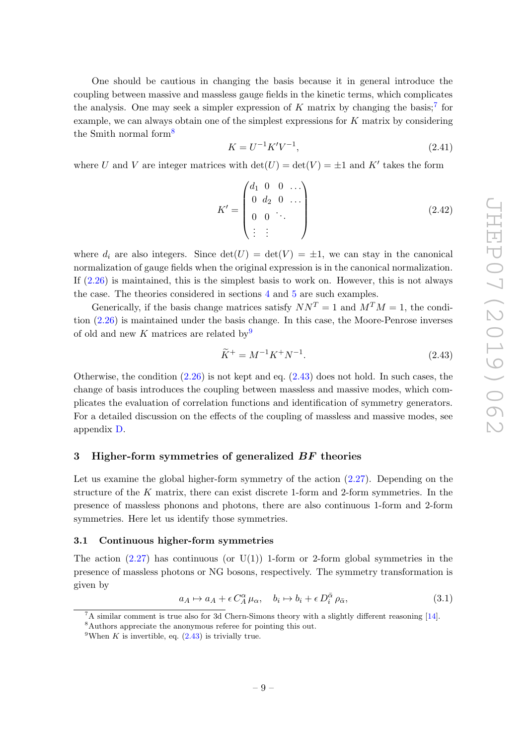One should be cautious in changing the basis because it in general introduce the coupling between massive and massless gauge fields in the kinetic terms, which complicates the analysis. One may seek a simpler expression of $K$ matrix by changing the basis;[7] for example, we can always obtain one of the simplest expressions for $K$ matrix by considering the Smith normal form[8]

$$K = U^{-1} K' V^{-1}, \tag{2.41}$$

where $U$ and $V$ are integer matrices with $\det(U) = \det(V) = \pm 1$ and $K'$ takes the form

$$K' = \begin{pmatrix} d_1 & 0 & 0 & \dots \\ 0 & d_2 & 0 & \dots \\ 0 & 0 & \ddots & \\ \vdots & \vdots & & \end{pmatrix} \tag{2.42}$$

where $d_i$ are also integers. Since $\det(U) = \det(V) = \pm 1$, we can stay in the canonical normalization of gauge fields when the original expression is in the canonical normalization. If (2.26) is maintained, this is the simplest basis to work on. However, this is not always the case. The theories considered in sections 4 and 5 are such examples.

Generically, if the basis change matrices satisfy $NN^T = 1$ and $M^T M = 1$, the condition (2.26) is maintained under the basis change. In this case, the Moore-Penrose inverses of old and new $K$ matrices are related by[9]

$$\widetilde{K}^{+} = M^{-1} K^{+} N^{-1}. \tag{2.43}$$

Otherwise, the condition (2.26) is not kept and eq. (2.43) does not hold. In such cases, the change of basis introduces the coupling between massless and massive modes, which complicates the evaluation of correlation functions and identification of symmetry generators. For a detailed discussion on the effects of the coupling of massless and massive modes, see appendix D.

## 3 Higher-form symmetries of generalized $BF$ theories

Let us examine the global higher-form symmetry of the action (2.27). Depending on the structure of the $K$ matrix, there can exist discrete 1-form and 2-form symmetries. In the presence of massless phonons and photons, there are also continuous 1-form and 2-form symmetries. Here let us identify those symmetries.

### 3.1 Continuous higher-form symmetries

The action (2.27) has continuous (or U(1)) 1-form or 2-form global symmetries in the presence of massless photons or NG bosons, respectively. The symmetry transformation is given by

$$a_A \mapsto a_A + \epsilon\, C_A^{\alpha}\, \mu_\alpha, \quad b_i \mapsto b_i + \epsilon\, D_i^{\bar{\alpha}}\, \rho_{\bar{\alpha}}, \tag{3.1}$$

[7] A similar comment is true also for 3d Chern-Simons theory with a slightly different reasoning [14].

[8] Authors appreciate the anonymous referee for pointing this out.

[9] When $K$ is invertible, eq. (2.43) is trivially true.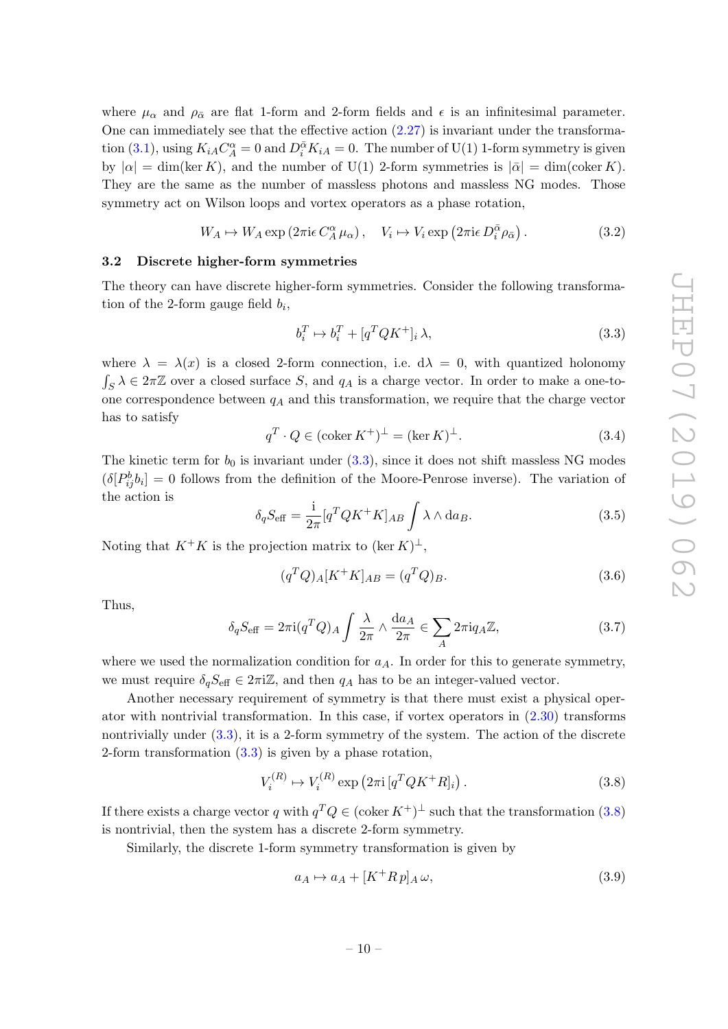where $\mu_\alpha$ and $\rho_{\bar{\alpha}}$ are flat 1-form and 2-form fields and $\epsilon$ is an infinitesimal parameter. One can immediately see that the effective action (2.27) is invariant under the transformation (3.1), using $K_{iA}C^\alpha_A = 0$ and $D^{\bar{\alpha}}_i K_{iA} = 0$. The number of U(1) 1-form symmetry is given by $|\alpha| = \dim(\ker K)$, and the number of U(1) 2-form symmetries is $|\bar{\alpha}| = \dim(\operatorname{coker} K)$. They are the same as the number of massless photons and massless NG modes. Those symmetry act on Wilson loops and vortex operators as a phase rotation,

$$W_A \mapsto W_A \exp\left(2\pi \mathrm{i}\epsilon\, C^\alpha_A \mu_\alpha\right), \quad V_i \mapsto V_i \exp\left(2\pi \mathrm{i}\epsilon\, D^{\bar{\alpha}}_i \rho_{\bar{\alpha}}\right). \tag{3.2}$$

### 3.2 Discrete higher-form symmetries

The theory can have discrete higher-form symmetries. Consider the following transformation of the 2-form gauge field $b_i$,

$$b^T_i \mapsto b^T_i + [q^T Q K^+]_i \,\lambda, \tag{3.3}$$

where $\lambda = \lambda(x)$ is a closed 2-form connection, i.e. $\mathrm{d}\lambda = 0$, with quantized holonomy $\int_S \lambda \in 2\pi\mathbb{Z}$ over a closed surface $S$, and $q_A$ is a charge vector. In order to make a one-to-one correspondence between $q_A$ and this transformation, we require that the charge vector has to satisfy

$$q^T \cdot Q \in (\operatorname{coker} K^+)^\perp = (\ker K)^\perp. \tag{3.4}$$

The kinetic term for $b_0$ is invariant under (3.3), since it does not shift massless NG modes ($\delta[P^b_{ij} b_i] = 0$ follows from the definition of the Moore-Penrose inverse). The variation of the action is

$$\delta_q S_{\text{eff}} = \frac{\mathrm{i}}{2\pi}[q^T Q K^+ K]_{AB} \int \lambda \wedge \mathrm{d}a_B. \tag{3.5}$$

Noting that $K^+K$ is the projection matrix to $(\ker K)^\perp$,

$$(q^T Q)_A [K^+ K]_{AB} = (q^T Q)_B. \tag{3.6}$$

Thus,

$$\delta_q S_{\text{eff}} = 2\pi\mathrm{i}(q^T Q)_A \int \frac{\lambda}{2\pi} \wedge \frac{\mathrm{d}a_A}{2\pi} \in \sum_A 2\pi \mathrm{i} q_A \mathbb{Z}, \tag{3.7}$$

where we used the normalization condition for $a_A$. In order for this to generate symmetry, we must require $\delta_q S_{\text{eff}} \in 2\pi\mathrm{i}\mathbb{Z}$, and then $q_A$ has to be an integer-valued vector.

Another necessary requirement of symmetry is that there must exist a physical operator with nontrivial transformation. In this case, if vortex operators in (2.30) transforms nontrivially under (3.3), it is a 2-form symmetry of the system. The action of the discrete 2-form transformation (3.3) is given by a phase rotation,

$$V^{(R)}_i \mapsto V^{(R)}_i \exp\left(2\pi\mathrm{i}\,[q^T Q K^+ R]_i\right). \tag{3.8}$$

If there exists a charge vector $q$ with $q^T Q \in (\operatorname{coker} K^+)^\perp$ such that the transformation (3.8) is nontrivial, then the system has a discrete 2-form symmetry.

Similarly, the discrete 1-form symmetry transformation is given by

$$a_A \mapsto a_A + [K^+ R\, p]_A\, \omega, \tag{3.9}$$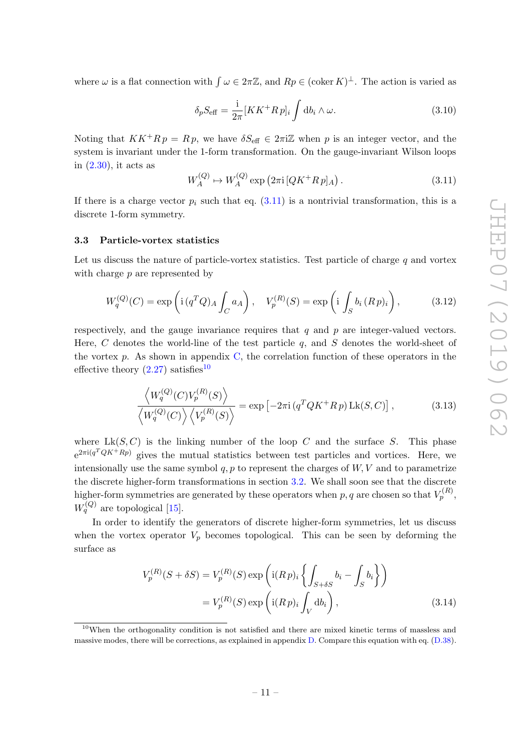where $\omega$ is a flat connection with $\int \omega \in 2\pi\mathbb{Z}$, and $Rp \in (\operatorname{coker} K)^{\perp}$. The action is varied as

$$\delta_p S_{\text{eff}} = \frac{\mathrm{i}}{2\pi}[KK^{+}Rp]_i \int \mathrm{d}b_i \wedge \omega. \tag{3.10}$$

Noting that $KK^{+}Rp = Rp$, we have $\delta S_{\text{eff}} \in 2\pi\mathrm{i}\mathbb{Z}$ when $p$ is an integer vector, and the system is invariant under the 1-form transformation. On the gauge-invariant Wilson loops in (2.30), it acts as

$$W_A^{(Q)} \mapsto W_A^{(Q)} \exp\left(2\pi\mathrm{i}\,[QK^{+}Rp]_A\right). \tag{3.11}$$

If there is a charge vector $p_i$ such that eq. (3.11) is a nontrivial transformation, this is a discrete 1-form symmetry.

### 3.3 Particle-vortex statistics

Let us discuss the nature of particle-vortex statistics. Test particle of charge $q$ and vortex with charge $p$ are represented by

$$W_q^{(Q)}(C) = \exp\left(\mathrm{i}\,(q^T Q)_A \int_C a_A\right), \quad V_p^{(R)}(S) = \exp\left(\mathrm{i}\int_S b_i\,(Rp)_i\right), \tag{3.12}$$

respectively, and the gauge invariance requires that $q$ and $p$ are integer-valued vectors. Here, $C$ denotes the world-line of the test particle $q$, and $S$ denotes the world-sheet of the vortex $p$. As shown in appendix C, the correlation function of these operators in the effective theory (2.27) satisfies[10]

$$\frac{\left\langle W_q^{(Q)}(C) V_p^{(R)}(S)\right\rangle}{\left\langle W_q^{(Q)}(C)\right\rangle \left\langle V_p^{(R)}(S)\right\rangle} = \exp\left[-2\pi\mathrm{i}\,(q^T QK^{+}Rp)\,\mathrm{Lk}(S,C)\right], \tag{3.13}$$

where $\mathrm{Lk}(S,C)$ is the linking number of the loop $C$ and the surface $S$. This phase $\mathrm{e}^{2\pi\mathrm{i}(q^T QK^{+}Rp)}$ gives the mutual statistics between test particles and vortices. Here, we intensionally use the same symbol $q, p$ to represent the charges of $W, V$ and to parametrize the discrete higher-form transformations in section 3.2. We shall soon see that the discrete higher-form symmetries are generated by these operators when $p, q$ are chosen so that $V_p^{(R)}$, $W_q^{(Q)}$ are topological [15].

In order to identify the generators of discrete higher-form symmetries, let us discuss when the vortex operator $V_p$ becomes topological. This can be seen by deforming the surface as

$$\begin{aligned} V_p^{(R)}(S+\delta S) &= V_p^{(R)}(S) \exp\left(\mathrm{i}(Rp)_i \left\{\int_{S+\delta S} b_i - \int_S b_i\right\}\right) \\ &= V_p^{(R)}(S) \exp\left(\mathrm{i}(Rp)_i \int_V \mathrm{d}b_i\right), \end{aligned} \tag{3.14}$$

---

[10] When the orthogonality condition is not satisfied and there are mixed kinetic terms of massless and massive modes, there will be corrections, as explained in appendix D. Compare this equation with eq. (D.38).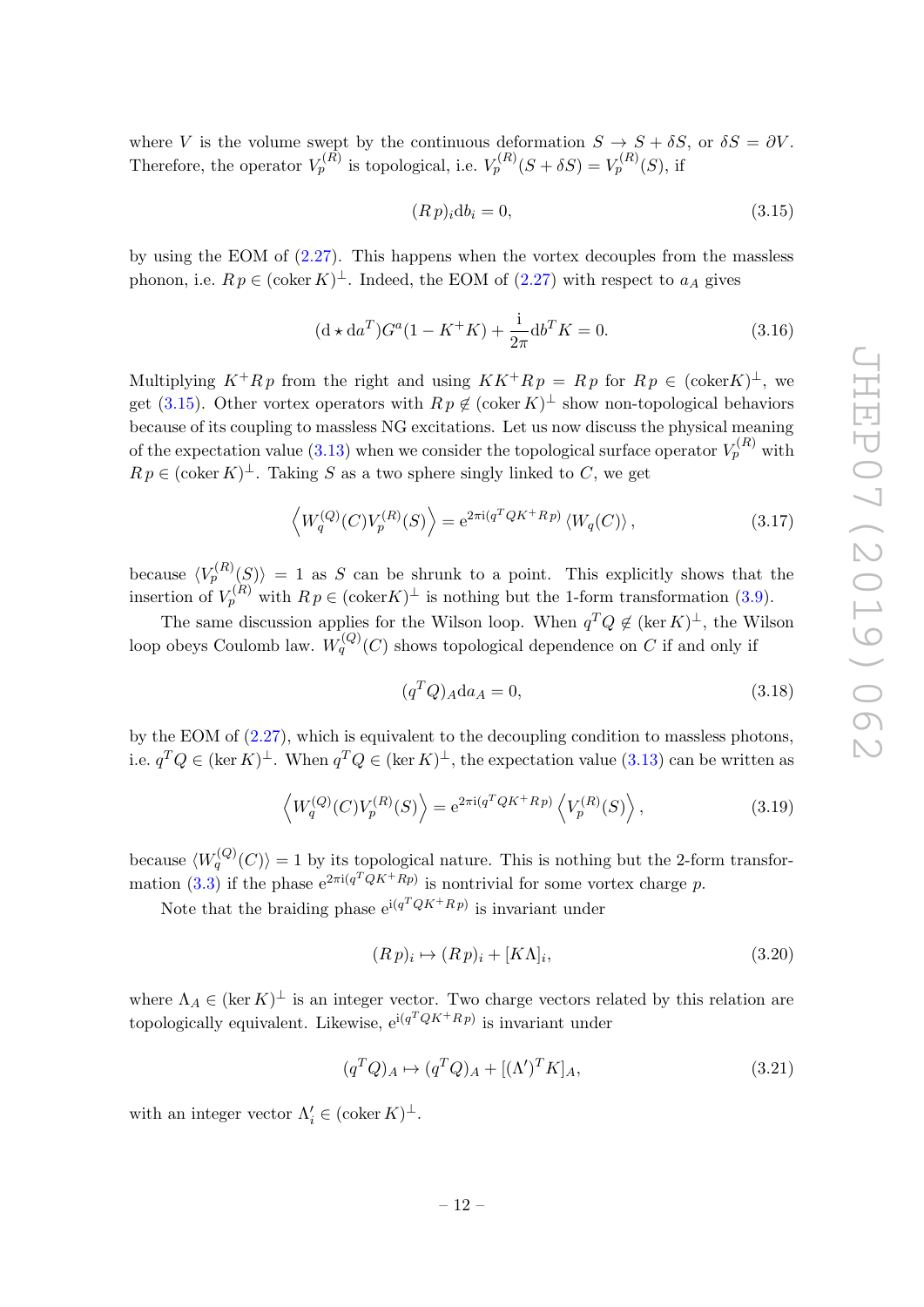where $V$ is the volume swept by the continuous deformation $S \to S + \delta S$, or $\delta S = \partial V$. Therefore, the operator $V_p^{(R)}$ is topological, i.e. $V_p^{(R)}(S+\delta S) = V_p^{(R)}(S)$, if

$$(R\,p)_i \mathrm{d}b_i = 0, \tag{3.15}$$

by using the EOM of (2.27). This happens when the vortex decouples from the massless phonon, i.e. $R\,p \in (\operatorname{coker} K)^{\perp}$. Indeed, the EOM of (2.27) with respect to $a_A$ gives

$$(\mathrm{d} \star \mathrm{d}a^T) G^a (1 - K^+ K) + \frac{\mathrm{i}}{2\pi} \mathrm{d}b^T K = 0. \tag{3.16}$$

Multiplying $K^+ R\,p$ from the right and using $KK^+ R\,p = R\,p$ for $R\,p \in (\operatorname{coker} K)^{\perp}$, we get (3.15). Other vortex operators with $R\,p \notin (\operatorname{coker} K)^{\perp}$ show non-topological behaviors because of its coupling to massless NG excitations. Let us now discuss the physical meaning of the expectation value (3.13) when we consider the topological surface operator $V_p^{(R)}$ with $R\,p \in (\operatorname{coker} K)^{\perp}$. Taking $S$ as a two sphere singly linked to $C$, we get

$$\left\langle W_q^{(Q)}(C) V_p^{(R)}(S) \right\rangle = \mathrm{e}^{2\pi \mathrm{i}(q^T Q K^+ R\,p)} \left\langle W_q(C) \right\rangle, \tag{3.17}$$

because $\langle V_p^{(R)}(S) \rangle = 1$ as $S$ can be shrunk to a point. This explicitly shows that the insertion of $V_p^{(R)}$ with $R\,p \in (\operatorname{coker} K)^{\perp}$ is nothing but the 1-form transformation (3.9).

The same discussion applies for the Wilson loop. When $q^T Q \notin (\ker K)^{\perp}$, the Wilson loop obeys Coulomb law. $W_q^{(Q)}(C)$ shows topological dependence on $C$ if and only if

$$(q^T Q)_A \mathrm{d}a_A = 0, \tag{3.18}$$

by the EOM of (2.27), which is equivalent to the decoupling condition to massless photons, i.e. $q^T Q \in (\ker K)^{\perp}$. When $q^T Q \in (\ker K)^{\perp}$, the expectation value (3.13) can be written as

$$\left\langle W_q^{(Q)}(C) V_p^{(R)}(S) \right\rangle = \mathrm{e}^{2\pi \mathrm{i}(q^T Q K^+ R\,p)} \left\langle V_p^{(R)}(S) \right\rangle, \tag{3.19}$$

because $\langle W_q^{(Q)}(C) \rangle = 1$ by its topological nature. This is nothing but the 2-form transformation (3.3) if the phase $\mathrm{e}^{2\pi \mathrm{i}(q^T Q K^+ Rp)}$ is nontrivial for some vortex charge $p$.

Note that the braiding phase $\mathrm{e}^{\mathrm{i}(q^T Q K^+ R\,p)}$ is invariant under

$$(R\,p)_i \mapsto (R\,p)_i + [K\Lambda]_i, \tag{3.20}$$

where $\Lambda_A \in (\ker K)^{\perp}$ is an integer vector. Two charge vectors related by this relation are topologically equivalent. Likewise, $\mathrm{e}^{\mathrm{i}(q^T Q K^+ R\,p)}$ is invariant under

$$(q^T Q)_A \mapsto (q^T Q)_A + [(\Lambda')^T K]_A, \tag{3.21}$$

with an integer vector $\Lambda'_i \in (\operatorname{coker} K)^{\perp}$.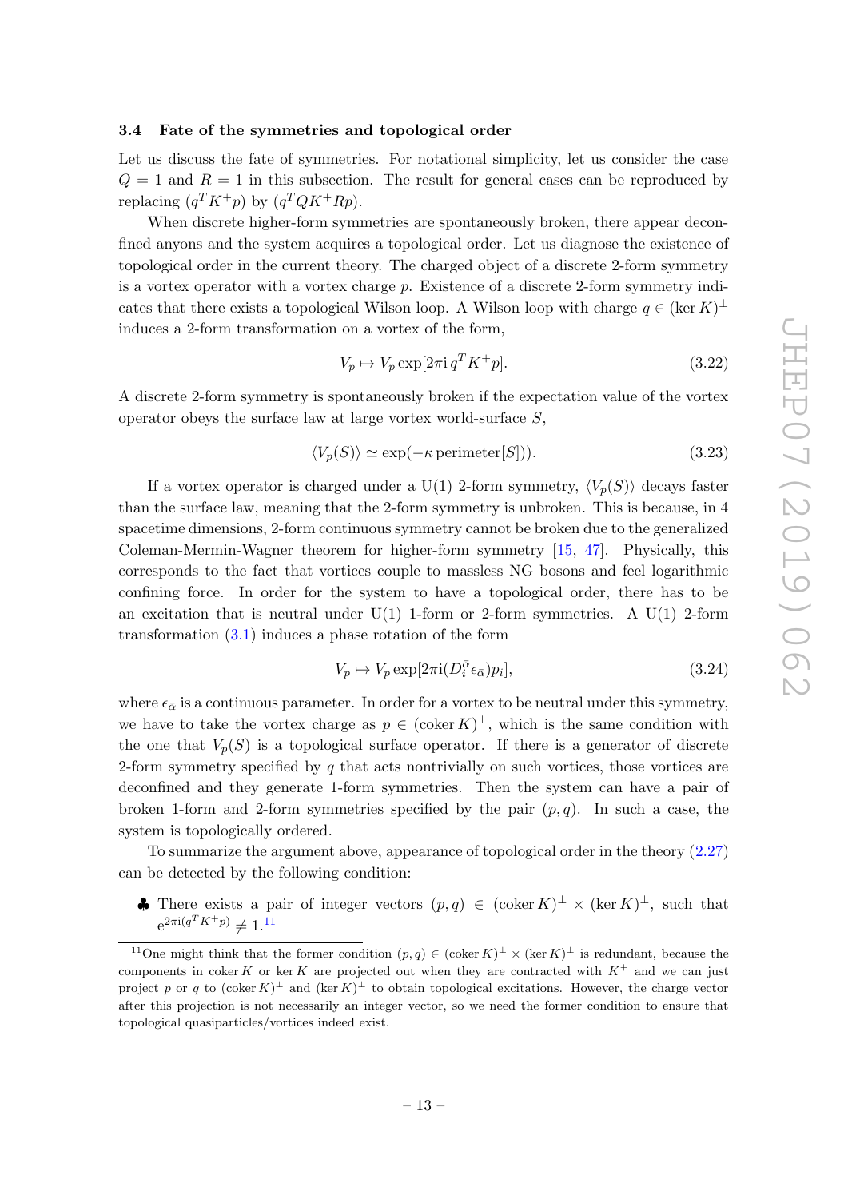### 3.4 Fate of the symmetries and topological order

Let us discuss the fate of symmetries. For notational simplicity, let us consider the case $Q = 1$ and $R = 1$ in this subsection. The result for general cases can be reproduced by replacing $(q^T K^+ p)$ by $(q^T Q K^+ R p)$.

When discrete higher-form symmetries are spontaneously broken, there appear deconfined anyons and the system acquires a topological order. Let us diagnose the existence of topological order in the current theory. The charged object of a discrete 2-form symmetry is a vortex operator with a vortex charge $p$. Existence of a discrete 2-form symmetry indicates that there exists a topological Wilson loop. A Wilson loop with charge $q \in (\ker K)^\perp$ induces a 2-form transformation on a vortex of the form,

$$V_p \mapsto V_p \exp[2\pi \mathrm{i}\, q^T K^+ p]. \tag{3.22}$$

A discrete 2-form symmetry is spontaneously broken if the expectation value of the vortex operator obeys the surface law at large vortex world-surface $S$,

$$\langle V_p(S) \rangle \simeq \exp(-\kappa\, \mathrm{perimeter}[S])). \tag{3.23}$$

If a vortex operator is charged under a U(1) 2-form symmetry, $\langle V_p(S) \rangle$ decays faster than the surface law, meaning that the 2-form symmetry is unbroken. This is because, in 4 spacetime dimensions, 2-form continuous symmetry cannot be broken due to the generalized Coleman-Mermin-Wagner theorem for higher-form symmetry [15, 47]. Physically, this corresponds to the fact that vortices couple to massless NG bosons and feel logarithmic confining force. In order for the system to have a topological order, there has to be an excitation that is neutral under U(1) 1-form or 2-form symmetries. A U(1) 2-form transformation (3.1) induces a phase rotation of the form

$$V_p \mapsto V_p \exp[2\pi \mathrm{i} (D_i^{\bar{\alpha}} \epsilon_{\bar{\alpha}}) p_i], \tag{3.24}$$

where $\epsilon_{\bar{\alpha}}$ is a continuous parameter. In order for a vortex to be neutral under this symmetry, we have to take the vortex charge as $p \in (\operatorname{coker} K)^\perp$, which is the same condition with the one that $V_p(S)$ is a topological surface operator. If there is a generator of discrete 2-form symmetry specified by $q$ that acts nontrivially on such vortices, those vortices are deconfined and they generate 1-form symmetries. Then the system can have a pair of broken 1-form and 2-form symmetries specified by the pair $(p, q)$. In such a case, the system is topologically ordered.

To summarize the argument above, appearance of topological order in the theory (2.27) can be detected by the following condition:

- ♣ There exists a pair of integer vectors $(p, q) \in (\operatorname{coker} K)^\perp \times (\ker K)^\perp$, such that $\mathrm{e}^{2\pi \mathrm{i}(q^T K^+ p)} \neq 1$.[11]

[11] One might think that the former condition $(p, q) \in (\operatorname{coker} K)^\perp \times (\ker K)^\perp$ is redundant, because the components in $\operatorname{coker} K$ or $\ker K$ are projected out when they are contracted with $K^+$ and we can just project $p$ or $q$ to $(\operatorname{coker} K)^\perp$ and $(\ker K)^\perp$ to obtain topological excitations. However, the charge vector after this projection is not necessarily an integer vector, so we need the former condition to ensure that topological quasiparticles/vortices indeed exist.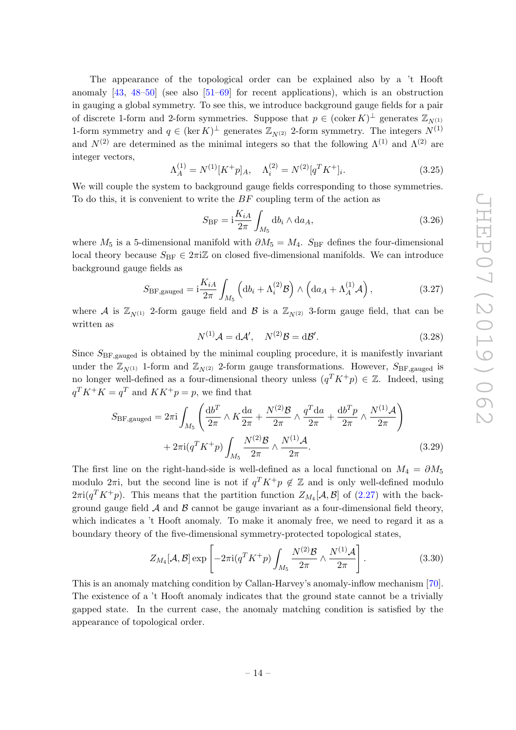The appearance of the topological order can be explained also by a 't Hooft anomaly [43, 48–50] (see also [51–69] for recent applications), which is an obstruction in gauging a global symmetry. To see this, we introduce background gauge fields for a pair of discrete 1-form and 2-form symmetries. Suppose that $p \in (\operatorname{coker} K)^{\perp}$ generates $\mathbb{Z}_{N^{(1)}}$ 1-form symmetry and $q \in (\ker K)^{\perp}$ generates $\mathbb{Z}_{N^{(2)}}$ 2-form symmetry. The integers $N^{(1)}$ and $N^{(2)}$ are determined as the minimal integers so that the following $\Lambda^{(1)}$ and $\Lambda^{(2)}$ are integer vectors,

$$\Lambda^{(1)}_A = N^{(1)}[K^+ p]_A, \quad \Lambda^{(2)}_i = N^{(2)}[q^T K^+]_i. \tag{3.25}$$

We will couple the system to background gauge fields corresponding to those symmetries. To do this, it is convenient to write the $BF$ coupling term of the action as

$$S_{\mathrm{BF}} = \mathrm{i}\frac{K_{iA}}{2\pi}\int_{M_5} \mathrm{d}b_i \wedge \mathrm{d}a_A, \tag{3.26}$$

where $M_5$ is a 5-dimensional manifold with $\partial M_5 = M_4$. $S_{\mathrm{BF}}$ defines the four-dimensional local theory because $S_{\mathrm{BF}} \in 2\pi\mathrm{i}\mathbb{Z}$ on closed five-dimensional manifolds. We can introduce background gauge fields as

$$S_{\mathrm{BF,gauged}} = \mathrm{i}\frac{K_{iA}}{2\pi}\int_{M_5} \left(\mathrm{d}b_i + \Lambda^{(2)}_i \mathcal{B}\right) \wedge \left(\mathrm{d}a_A + \Lambda^{(1)}_A \mathcal{A}\right), \tag{3.27}$$

where $\mathcal{A}$ is $\mathbb{Z}_{N^{(1)}}$ 2-form gauge field and $\mathcal{B}$ is a $\mathbb{Z}_{N^{(2)}}$ 3-form gauge field, that can be written as

$$N^{(1)}\mathcal{A} = \mathrm{d}\mathcal{A}', \quad N^{(2)}\mathcal{B} = \mathrm{d}\mathcal{B}'. \tag{3.28}$$

Since $S_{\mathrm{BF,gauged}}$ is obtained by the minimal coupling procedure, it is manifestly invariant under the $\mathbb{Z}_{N^{(1)}}$ 1-form and $\mathbb{Z}_{N^{(2)}}$ 2-form gauge transformations. However, $S_{\mathrm{BF,gauged}}$ is no longer well-defined as a four-dimensional theory unless $(q^T K^+ p) \in \mathbb{Z}$. Indeed, using $q^T K^+ K = q^T$ and $K K^+ p = p$, we find that

$$\begin{aligned} S_{\mathrm{BF,gauged}} = 2\pi\mathrm{i}\int_{M_5} &\left(\frac{\mathrm{d}b^T}{2\pi} \wedge K\frac{\mathrm{d}a}{2\pi} + \frac{N^{(2)}\mathcal{B}}{2\pi} \wedge \frac{q^T \mathrm{d}a}{2\pi} + \frac{\mathrm{d}b^T p}{2\pi} \wedge \frac{N^{(1)}\mathcal{A}}{2\pi}\right) \\ &+ 2\pi\mathrm{i}(q^T K^+ p)\int_{M_5} \frac{N^{(2)}\mathcal{B}}{2\pi} \wedge \frac{N^{(1)}\mathcal{A}}{2\pi}. \end{aligned} \tag{3.29}$$

The first line on the right-hand-side is well-defined as a local functional on $M_4 = \partial M_5$ modulo $2\pi\mathrm{i}$, but the second line is not if $q^T K^+ p \notin \mathbb{Z}$ and is only well-defined modulo $2\pi\mathrm{i}(q^T K^+ p)$. This means that the partition function $Z_{M_4}[\mathcal{A}, \mathcal{B}]$ of (2.27) with the background gauge field $\mathcal{A}$ and $\mathcal{B}$ cannot be gauge invariant as a four-dimensional field theory, which indicates a 't Hooft anomaly. To make it anomaly free, we need to regard it as a boundary theory of the five-dimensional symmetry-protected topological states,

$$Z_{M_4}[\mathcal{A}, \mathcal{B}] \exp\left[-2\pi\mathrm{i}(q^T K^+ p)\int_{M_5} \frac{N^{(2)}\mathcal{B}}{2\pi} \wedge \frac{N^{(1)}\mathcal{A}}{2\pi}\right]. \tag{3.30}$$

This is an anomaly matching condition by Callan-Harvey's anomaly-inflow mechanism [70]. The existence of a 't Hooft anomaly indicates that the ground state cannot be a trivially gapped state. In the current case, the anomaly matching condition is satisfied by the appearance of topological order.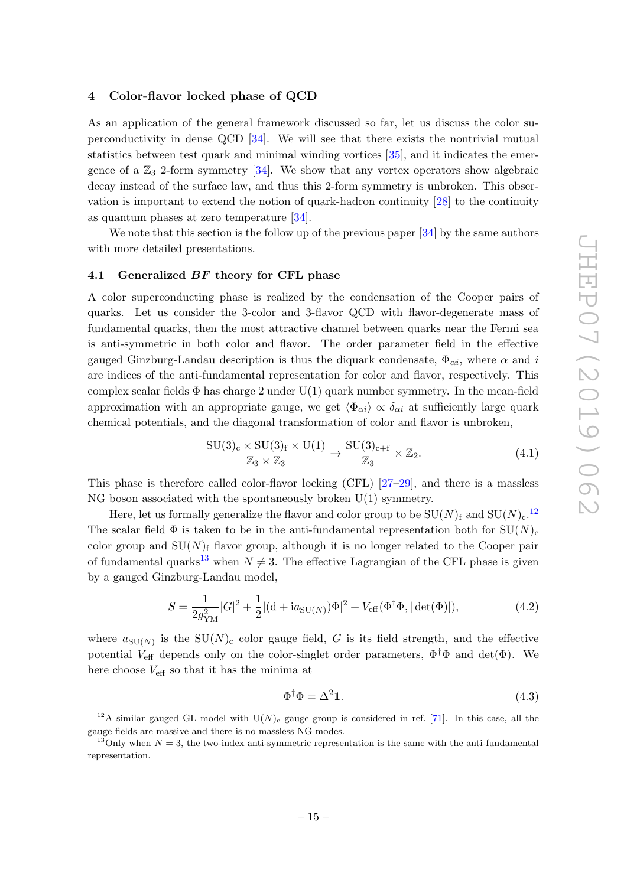## 4 Color-flavor locked phase of QCD

As an application of the general framework discussed so far, let us discuss the color superconductivity in dense QCD [34]. We will see that there exists the nontrivial mutual statistics between test quark and minimal winding vortices [35], and it indicates the emergence of a $\mathbb{Z}_3$ 2-form symmetry [34]. We show that any vortex operators show algebraic decay instead of the surface law, and thus this 2-form symmetry is unbroken. This observation is important to extend the notion of quark-hadron continuity [28] to the continuity as quantum phases at zero temperature [34].

We note that this section is the follow up of the previous paper [34] by the same authors with more detailed presentations.

### 4.1 Generalized *BF* theory for CFL phase

A color superconducting phase is realized by the condensation of the Cooper pairs of quarks. Let us consider the 3-color and 3-flavor QCD with flavor-degenerate mass of fundamental quarks, then the most attractive channel between quarks near the Fermi sea is anti-symmetric in both color and flavor. The order parameter field in the effective gauged Ginzburg-Landau description is thus the diquark condensate, $\Phi_{\alpha i}$, where $\alpha$ and $i$ are indices of the anti-fundamental representation for color and flavor, respectively. This complex scalar fields $\Phi$ has charge 2 under U(1) quark number symmetry. In the mean-field approximation with an appropriate gauge, we get $\langle \Phi_{\alpha i}\rangle \propto \delta_{\alpha i}$ at sufficiently large quark chemical potentials, and the diagonal transformation of color and flavor is unbroken,

$$\frac{\mathrm{SU}(3)_{\mathrm{c}}\times \mathrm{SU}(3)_{\mathrm{f}}\times \mathrm{U}(1)}{\mathbb{Z}_3\times\mathbb{Z}_3} \to \frac{\mathrm{SU}(3)_{\mathrm{c+f}}}{\mathbb{Z}_3}\times \mathbb{Z}_2. \tag{4.1}$$

This phase is therefore called color-flavor locking (CFL) [27–29], and there is a massless NG boson associated with the spontaneously broken U(1) symmetry.

Here, let us formally generalize the flavor and color group to be $\mathrm{SU}(N)_{\mathrm{f}}$ and $\mathrm{SU}(N)_{\mathrm{c}}$.[12] The scalar field $\Phi$ is taken to be in the anti-fundamental representation both for $\mathrm{SU}(N)_{\mathrm{c}}$ color group and $\mathrm{SU}(N)_{\mathrm{f}}$ flavor group, although it is no longer related to the Cooper pair of fundamental quarks[13] when $N\neq 3$. The effective Lagrangian of the CFL phase is given by a gauged Ginzburg-Landau model,

$$S=\frac{1}{2g_{\mathrm{YM}}^2}|G|^2+\frac{1}{2}|(\mathrm{d}+\mathrm{i}a_{\mathrm{SU}(N)})\Phi|^2+V_{\mathrm{eff}}(\Phi^\dagger\Phi,|\det(\Phi)|), \tag{4.2}$$

where $a_{\mathrm{SU}(N)}$ is the $\mathrm{SU}(N)_{\mathrm{c}}$ color gauge field, $G$ is its field strength, and the effective potential $V_{\mathrm{eff}}$ depends only on the color-singlet order parameters, $\Phi^\dagger\Phi$ and $\det(\Phi)$. We here choose $V_{\mathrm{eff}}$ so that it has the minima at

$$\Phi^\dagger\Phi=\Delta^2\mathbf{1}. \tag{4.3}$$

[12] A similar gauged GL model with $\mathrm{U}(N)_{\mathrm{c}}$ gauge group is considered in ref. [71]. In this case, all the gauge fields are massive and there is no massless NG modes.

[13] Only when $N=3$, the two-index anti-symmetric representation is the same with the anti-fundamental representation.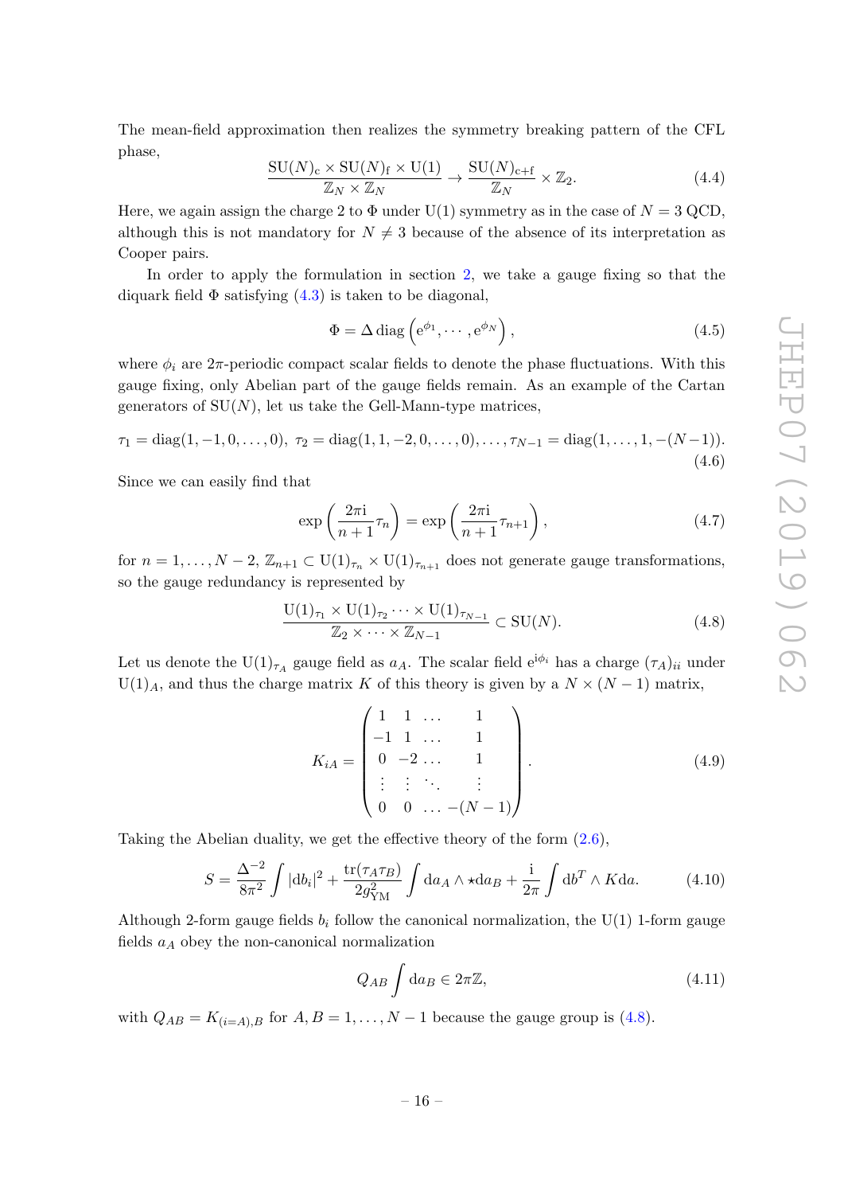The mean-field approximation then realizes the symmetry breaking pattern of the CFL phase,

$$\frac{\mathrm{SU}(N)_{\mathrm{c}}\times \mathrm{SU}(N)_{\mathrm{f}}\times \mathrm{U}(1)}{\mathbb{Z}_N\times\mathbb{Z}_N}\to \frac{\mathrm{SU}(N)_{\mathrm{c+f}}}{\mathbb{Z}_N}\times\mathbb{Z}_2. \tag{4.4}$$

Here, we again assign the charge 2 to $\Phi$ under U(1) symmetry as in the case of $N=3$ QCD, although this is not mandatory for $N\neq 3$ because of the absence of its interpretation as Cooper pairs.

In order to apply the formulation in section 2, we take a gauge fixing so that the diquark field $\Phi$ satisfying (4.3) is taken to be diagonal,

$$\Phi=\Delta\,\mathrm{diag}\left(\mathrm{e}^{\phi_1},\cdots,\mathrm{e}^{\phi_N}\right), \tag{4.5}$$

where $\phi_i$ are $2\pi$-periodic compact scalar fields to denote the phase fluctuations. With this gauge fixing, only Abelian part of the gauge fields remain. As an example of the Cartan generators of SU($N$), let us take the Gell-Mann-type matrices,

$$\tau_1=\mathrm{diag}(1,-1,0,\dots,0),\ \tau_2=\mathrm{diag}(1,1,-2,0,\dots,0),\dots,\tau_{N-1}=\mathrm{diag}(1,\dots,1,-(N-1)). \tag{4.6}$$

Since we can easily find that

$$\exp\left(\frac{2\pi\mathrm{i}}{n+1}\tau_n\right)=\exp\left(\frac{2\pi\mathrm{i}}{n+1}\tau_{n+1}\right), \tag{4.7}$$

for $n=1,\dots,N-2$, $\mathbb{Z}_{n+1}\subset \mathrm{U}(1)_{\tau_n}\times\mathrm{U}(1)_{\tau_{n+1}}$ does not generate gauge transformations, so the gauge redundancy is represented by

$$\frac{\mathrm{U}(1)_{\tau_1}\times\mathrm{U}(1)_{\tau_2}\cdots\times\mathrm{U}(1)_{\tau_{N-1}}}{\mathbb{Z}_2\times\cdots\times\mathbb{Z}_{N-1}}\subset \mathrm{SU}(N). \tag{4.8}$$

Let us denote the $\mathrm{U}(1)_{\tau_A}$ gauge field as $a_A$. The scalar field $\mathrm{e}^{\mathrm{i}\phi_i}$ has a charge $(\tau_A)_{ii}$ under $\mathrm{U}(1)_A$, and thus the charge matrix $K$ of this theory is given by a $N\times(N-1)$ matrix,

$$K_{iA}=\begin{pmatrix} 1 & 1 & \dots & 1\\ -1 & 1 & \dots & 1\\ 0 & -2 & \dots & 1\\ \vdots & \vdots & \ddots & \vdots\\ 0 & 0 & \dots & -(N-1)\end{pmatrix}. \tag{4.9}$$

Taking the Abelian duality, we get the effective theory of the form (2.6),

$$S=\frac{\Delta^{-2}}{8\pi^2}\int|\mathrm{d}b_i|^2+\frac{\mathrm{tr}(\tau_A\tau_B)}{2g_{\mathrm{YM}}^2}\int\mathrm{d}a_A\wedge\star\mathrm{d}a_B+\frac{\mathrm{i}}{2\pi}\int\mathrm{d}b^T\wedge K\mathrm{d}a. \tag{4.10}$$

Although 2-form gauge fields $b_i$ follow the canonical normalization, the U(1) 1-form gauge fields $a_A$ obey the non-canonical normalization

$$Q_{AB}\int\mathrm{d}a_B\in 2\pi\mathbb{Z}, \tag{4.11}$$

with $Q_{AB}=K_{(i=A),B}$ for $A,B=1,\dots,N-1$ because the gauge group is (4.8).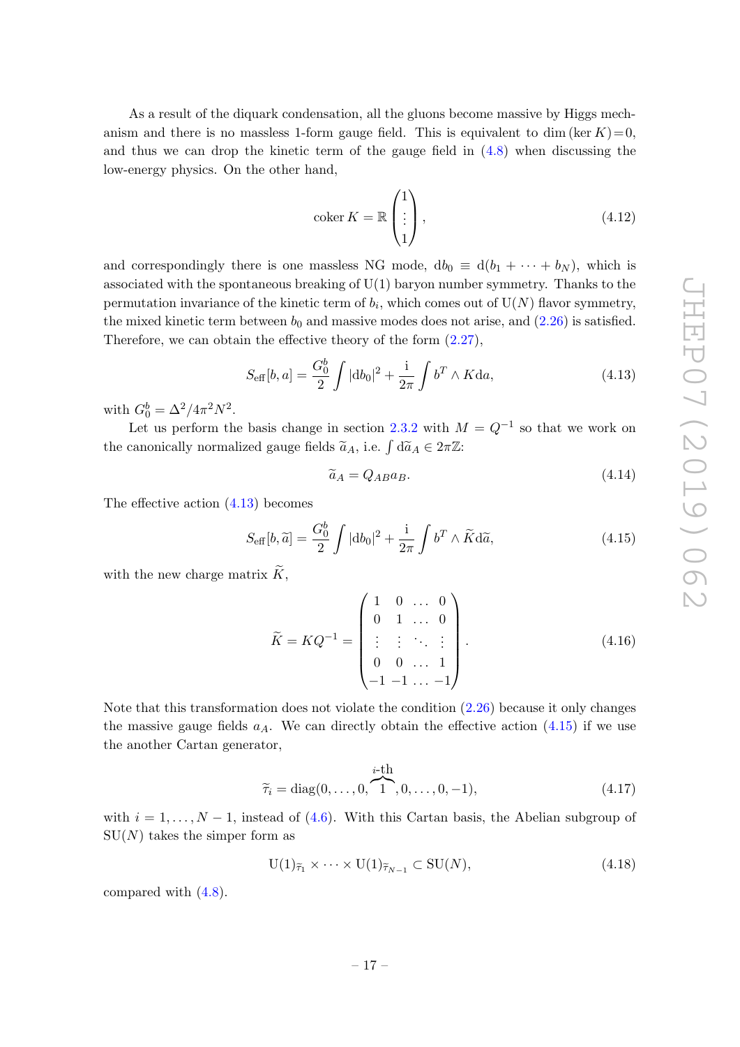As a result of the diquark condensation, all the gluons become massive by Higgs mechanism and there is no massless 1-form gauge field. This is equivalent to $\dim(\ker K)=0$, and thus we can drop the kinetic term of the gauge field in (4.8) when discussing the low-energy physics. On the other hand,

$$\operatorname{coker} K = \mathbb{R}\begin{pmatrix}1\\ \vdots \\ 1\end{pmatrix}, \tag{4.12}$$

and correspondingly there is one massless NG mode, $\mathrm{d}b_0 \equiv \mathrm{d}(b_1 + \cdots + b_N)$, which is associated with the spontaneous breaking of U(1) baryon number symmetry. Thanks to the permutation invariance of the kinetic term of $b_i$, which comes out of U($N$) flavor symmetry, the mixed kinetic term between $b_0$ and massive modes does not arise, and (2.26) is satisfied. Therefore, we can obtain the effective theory of the form (2.27),

$$S_{\text{eff}}[b,a] = \frac{G_0^b}{2}\int |\mathrm{d}b_0|^2 + \frac{\mathrm{i}}{2\pi}\int b^T \wedge K\mathrm{d}a, \tag{4.13}$$

with $G_0^b = \Delta^2/4\pi^2 N^2$.

Let us perform the basis change in section 2.3.2 with $M = Q^{-1}$ so that we work on the canonically normalized gauge fields $\widetilde{a}_A$, i.e. $\int \mathrm{d}\widetilde{a}_A \in 2\pi\mathbb{Z}$:

$$\widetilde{a}_A = Q_{AB}a_B. \tag{4.14}$$

The effective action (4.13) becomes

$$S_{\text{eff}}[b,\widetilde{a}] = \frac{G_0^b}{2}\int |\mathrm{d}b_0|^2 + \frac{\mathrm{i}}{2\pi}\int b^T \wedge \widetilde{K}\mathrm{d}\widetilde{a}, \tag{4.15}$$

with the new charge matrix $\widetilde{K}$,

$$\widetilde{K} = KQ^{-1} = \begin{pmatrix} 1 & 0 & \dots & 0 \\ 0 & 1 & \dots & 0 \\ \vdots & \vdots & \ddots & \vdots \\ 0 & 0 & \dots & 1 \\ -1 & -1 & \dots & -1 \end{pmatrix}. \tag{4.16}$$

Note that this transformation does not violate the condition (2.26) because it only changes the massive gauge fields $a_A$. We can directly obtain the effective action (4.15) if we use the another Cartan generator,

$$\widetilde{\tau}_i = \operatorname{diag}(0,\dots,0,\overbrace{1}^{i\text{-th}},0,\dots,0,-1), \tag{4.17}$$

with $i = 1,\dots,N-1$, instead of (4.6). With this Cartan basis, the Abelian subgroup of SU($N$) takes the simper form as

$$\mathrm{U}(1)_{\widetilde{\tau}_1} \times \cdots \times \mathrm{U}(1)_{\widetilde{\tau}_{N-1}} \subset \mathrm{SU}(N), \tag{4.18}$$

compared with (4.8).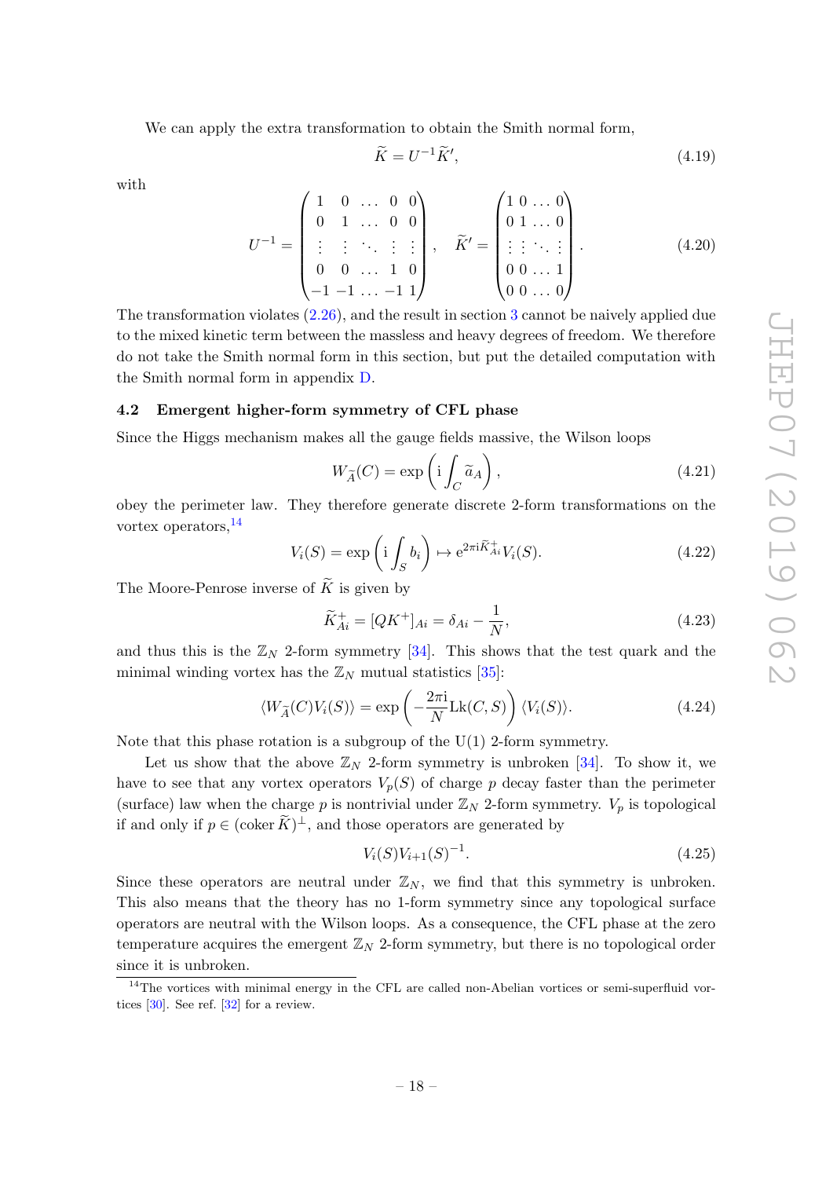We can apply the extra transformation to obtain the Smith normal form,

$$\widetilde{K} = U^{-1}\widetilde{K}', \tag{4.19}$$

with

$$U^{-1} = \begin{pmatrix} 1 & 0 & \dots & 0 & 0 \\ 0 & 1 & \dots & 0 & 0 \\ \vdots & \vdots & \ddots & \vdots & \vdots \\ 0 & 0 & \dots & 1 & 0 \\ -1 & -1 & \dots & -1 & 1 \end{pmatrix}, \quad \widetilde{K}' = \begin{pmatrix} 1 & 0 & \dots & 0 \\ 0 & 1 & \dots & 0 \\ \vdots & \vdots & \ddots & \vdots \\ 0 & 0 & \dots & 1 \\ 0 & 0 & \dots & 0 \end{pmatrix}. \tag{4.20}$$

The transformation violates (2.26), and the result in section 3 cannot be naively applied due to the mixed kinetic term between the massless and heavy degrees of freedom. We therefore do not take the Smith normal form in this section, but put the detailed computation with the Smith normal form in appendix D.

### 4.2 Emergent higher-form symmetry of CFL phase

Since the Higgs mechanism makes all the gauge fields massive, the Wilson loops

$$W_{\widetilde{A}}(C) = \exp\left(\mathrm{i}\int_C \widetilde{a}_A\right), \tag{4.21}$$

obey the perimeter law. They therefore generate discrete 2-form transformations on the vortex operators,[14]

$$V_i(S) = \exp\left(\mathrm{i}\int_S b_i\right) \mapsto \mathrm{e}^{2\pi\mathrm{i}\widetilde{K}^+_{Ai}}V_i(S). \tag{4.22}$$

The Moore-Penrose inverse of $\widetilde{K}$ is given by

$$\widetilde{K}^+_{Ai} = [QK^+]_{Ai} = \delta_{Ai} - \frac{1}{N}, \tag{4.23}$$

and thus this is the $\mathbb{Z}_N$ 2-form symmetry [34]. This shows that the test quark and the minimal winding vortex has the $\mathbb{Z}_N$ mutual statistics [35]:

$$\langle W_{\widetilde{A}}(C)V_i(S)\rangle = \exp\left(-\frac{2\pi\mathrm{i}}{N}\mathrm{Lk}(C,S)\right)\langle V_i(S)\rangle. \tag{4.24}$$

Note that this phase rotation is a subgroup of the U(1) 2-form symmetry.

Let us show that the above $\mathbb{Z}_N$ 2-form symmetry is unbroken [34]. To show it, we have to see that any vortex operators $V_p(S)$ of charge $p$ decay faster than the perimeter (surface) law when the charge $p$ is nontrivial under $\mathbb{Z}_N$ 2-form symmetry. $V_p$ is topological if and only if $p \in (\operatorname{coker}\widetilde{K})^\perp$, and those operators are generated by

$$V_i(S)V_{i+1}(S)^{-1}. \tag{4.25}$$

Since these operators are neutral under $\mathbb{Z}_N$, we find that this symmetry is unbroken. This also means that the theory has no 1-form symmetry since any topological surface operators are neutral with the Wilson loops. As a consequence, the CFL phase at the zero temperature acquires the emergent $\mathbb{Z}_N$ 2-form symmetry, but there is no topological order since it is unbroken.

[14] The vortices with minimal energy in the CFL are called non-Abelian vortices or semi-superfluid vortices [30]. See ref. [32] for a review.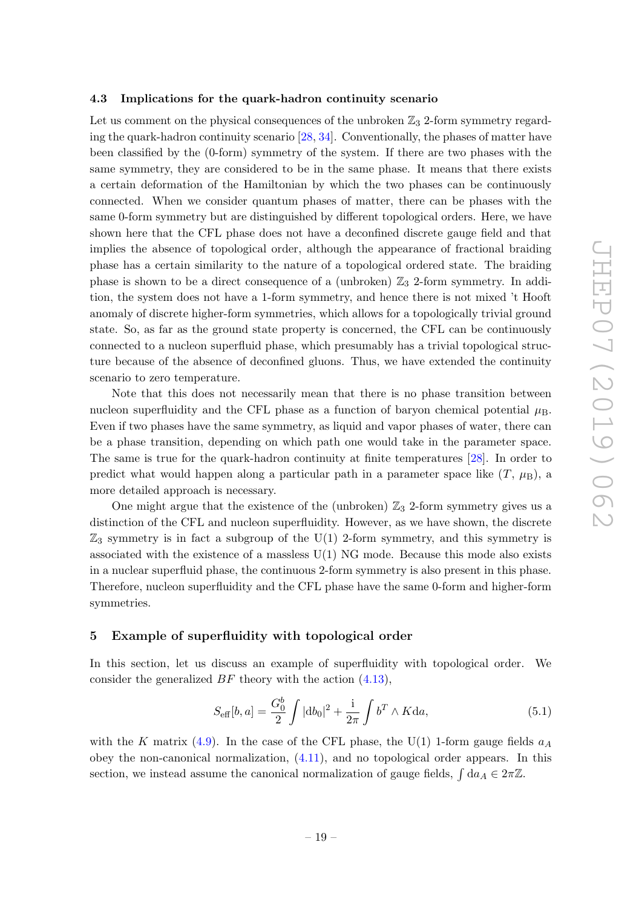### 4.3 Implications for the quark-hadron continuity scenario

Let us comment on the physical consequences of the unbroken $\mathbb{Z}_3$ 2-form symmetry regarding the quark-hadron continuity scenario [28, 34]. Conventionally, the phases of matter have been classified by the (0-form) symmetry of the system. If there are two phases with the same symmetry, they are considered to be in the same phase. It means that there exists a certain deformation of the Hamiltonian by which the two phases can be continuously connected. When we consider quantum phases of matter, there can be phases with the same 0-form symmetry but are distinguished by different topological orders. Here, we have shown here that the CFL phase does not have a deconfined discrete gauge field and that implies the absence of topological order, although the appearance of fractional braiding phase has a certain similarity to the nature of a topological ordered state. The braiding phase is shown to be a direct consequence of a (unbroken) $\mathbb{Z}_3$ 2-form symmetry. In addition, the system does not have a 1-form symmetry, and hence there is not mixed 't Hooft anomaly of discrete higher-form symmetries, which allows for a topologically trivial ground state. So, as far as the ground state property is concerned, the CFL can be continuously connected to a nucleon superfluid phase, which presumably has a trivial topological structure because of the absence of deconfined gluons. Thus, we have extended the continuity scenario to zero temperature.

Note that this does not necessarily mean that there is no phase transition between nucleon superfluidity and the CFL phase as a function of baryon chemical potential $\mu_{\rm B}$. Even if two phases have the same symmetry, as liquid and vapor phases of water, there can be a phase transition, depending on which path one would take in the parameter space. The same is true for the quark-hadron continuity at finite temperatures [28]. In order to predict what would happen along a particular path in a parameter space like $(T, \mu_{\rm B})$, a more detailed approach is necessary.

One might argue that the existence of the (unbroken) $\mathbb{Z}_3$ 2-form symmetry gives us a distinction of the CFL and nucleon superfluidity. However, as we have shown, the discrete $\mathbb{Z}_3$ symmetry is in fact a subgroup of the U(1) 2-form symmetry, and this symmetry is associated with the existence of a massless U(1) NG mode. Because this mode also exists in a nuclear superfluid phase, the continuous 2-form symmetry is also present in this phase. Therefore, nucleon superfluidity and the CFL phase have the same 0-form and higher-form symmetries.

## 5 Example of superfluidity with topological order

In this section, let us discuss an example of superfluidity with topological order. We consider the generalized $BF$ theory with the action (4.13),

$$S_{\rm eff}[b, a] = \frac{G_0^b}{2} \int |{\rm d}b_0|^2 + \frac{\rm i}{2\pi} \int b^T \wedge K {\rm d}a, \tag{5.1}$$

with the $K$ matrix (4.9). In the case of the CFL phase, the U(1) 1-form gauge fields $a_A$ obey the non-canonical normalization, (4.11), and no topological order appears. In this section, we instead assume the canonical normalization of gauge fields, $\int {\rm d}a_A \in 2\pi\mathbb{Z}$.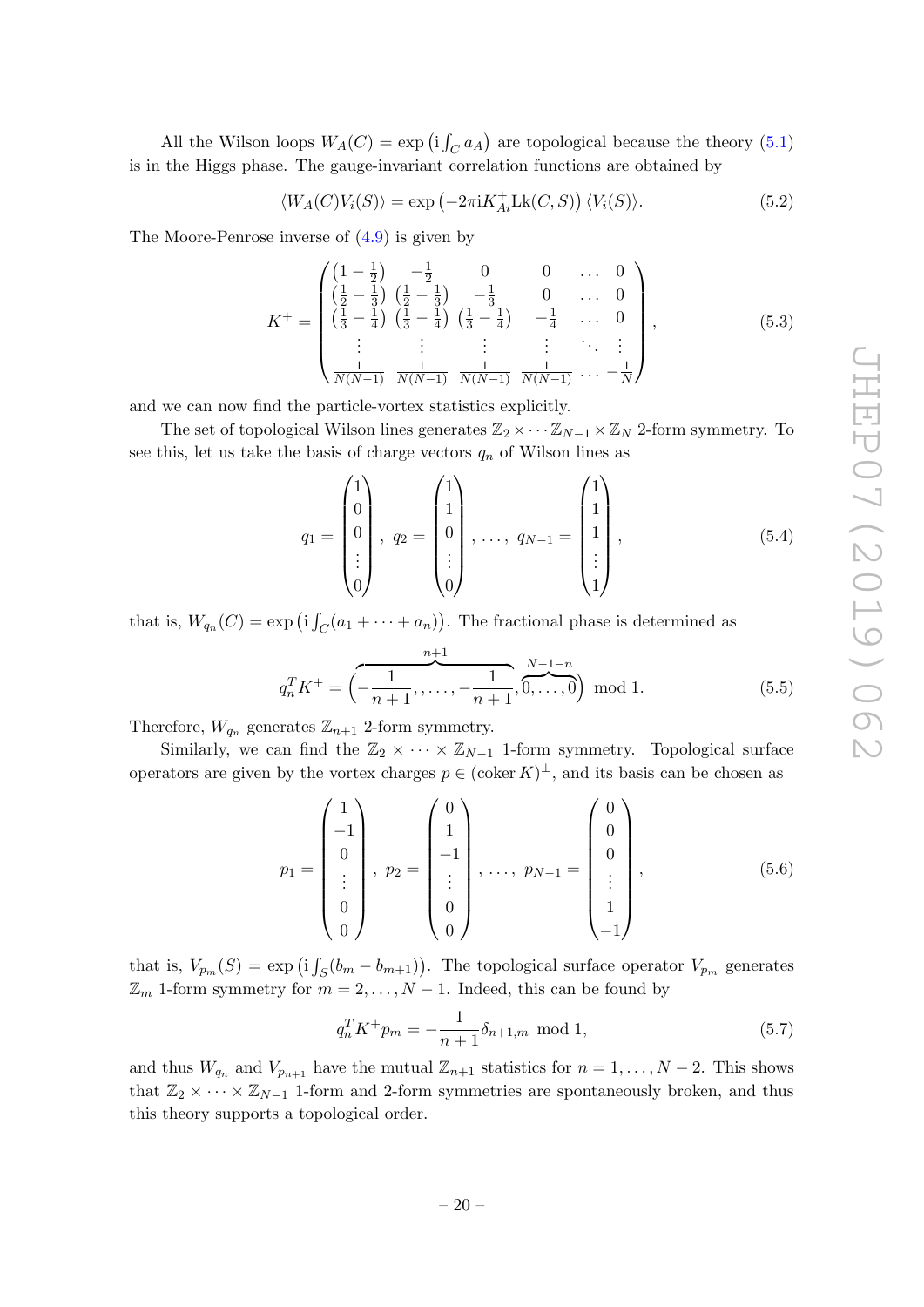All the Wilson loops $W_A(C) = \exp\left(\mathrm{i}\int_C a_A\right)$ are topological because the theory (5.1) is in the Higgs phase. The gauge-invariant correlation functions are obtained by

$$\langle W_A(C) V_i(S)\rangle = \exp\left(-2\pi\mathrm{i} K^+_{Ai}\mathrm{Lk}(C,S)\right)\langle V_i(S)\rangle. \tag{5.2}$$

The Moore-Penrose inverse of (4.9) is given by

$$K^+ = \begin{pmatrix} \left(1-\frac{1}{2}\right) & -\frac{1}{2} & 0 & 0 & \dots & 0 \\ \left(\frac{1}{2}-\frac{1}{3}\right) & \left(\frac{1}{2}-\frac{1}{3}\right) & -\frac{1}{3} & 0 & \dots & 0 \\ \left(\frac{1}{3}-\frac{1}{4}\right) & \left(\frac{1}{3}-\frac{1}{4}\right) & \left(\frac{1}{3}-\frac{1}{4}\right) & -\frac{1}{4} & \dots & 0 \\ \vdots & \vdots & \vdots & \vdots & \ddots & \vdots \\ \frac{1}{N(N-1)} & \frac{1}{N(N-1)} & \frac{1}{N(N-1)} & \frac{1}{N(N-1)} & \dots & -\frac{1}{N} \end{pmatrix}, \tag{5.3}$$

and we can now find the particle-vortex statistics explicitly.

The set of topological Wilson lines generates $\mathbb{Z}_2 \times \cdots \mathbb{Z}_{N-1} \times \mathbb{Z}_N$ 2-form symmetry. To see this, let us take the basis of charge vectors $q_n$ of Wilson lines as

$$q_1 = \begin{pmatrix} 1 \\ 0 \\ 0 \\ \vdots \\ 0 \end{pmatrix},\ q_2 = \begin{pmatrix} 1 \\ 1 \\ 0 \\ \vdots \\ 0 \end{pmatrix},\ \dots,\ q_{N-1} = \begin{pmatrix} 1 \\ 1 \\ 1 \\ \vdots \\ 1 \end{pmatrix}, \tag{5.4}$$

that is, $W_{q_n}(C) = \exp\left(\mathrm{i}\int_C (a_1 + \cdots + a_n)\right)$. The fractional phase is determined as

$$q_n^T K^+ = \Big(\overbrace{-\frac{1}{n+1},,\dots,-\frac{1}{n+1}}^{n+1},\overbrace{0,\dots,0}^{N-1-n}\Big) \bmod 1. \tag{5.5}$$

Therefore, $W_{q_n}$ generates $\mathbb{Z}_{n+1}$ 2-form symmetry.

Similarly, we can find the $\mathbb{Z}_2 \times \cdots \times \mathbb{Z}_{N-1}$ 1-form symmetry. Topological surface operators are given by the vortex charges $p \in (\operatorname{coker} K)^\perp$, and its basis can be chosen as

$$p_1 = \begin{pmatrix} 1 \\ -1 \\ 0 \\ \vdots \\ 0 \\ 0 \end{pmatrix},\ p_2 = \begin{pmatrix} 0 \\ 1 \\ -1 \\ \vdots \\ 0 \\ 0 \end{pmatrix},\ \dots,\ p_{N-1} = \begin{pmatrix} 0 \\ 0 \\ 0 \\ \vdots \\ 1 \\ -1 \end{pmatrix}, \tag{5.6}$$

that is, $V_{p_m}(S) = \exp\left(\mathrm{i}\int_S (b_m - b_{m+1})\right)$. The topological surface operator $V_{p_m}$ generates $\mathbb{Z}_m$ 1-form symmetry for $m = 2, \dots, N-1$. Indeed, this can be found by

$$q_n^T K^+ p_m = -\frac{1}{n+1}\delta_{n+1,m} \bmod 1, \tag{5.7}$$

and thus $W_{q_n}$ and $V_{p_{n+1}}$ have the mutual $\mathbb{Z}_{n+1}$ statistics for $n = 1, \dots, N-2$. This shows that $\mathbb{Z}_2 \times \cdots \times \mathbb{Z}_{N-1}$ 1-form and 2-form symmetries are spontaneously broken, and thus this theory supports a topological order.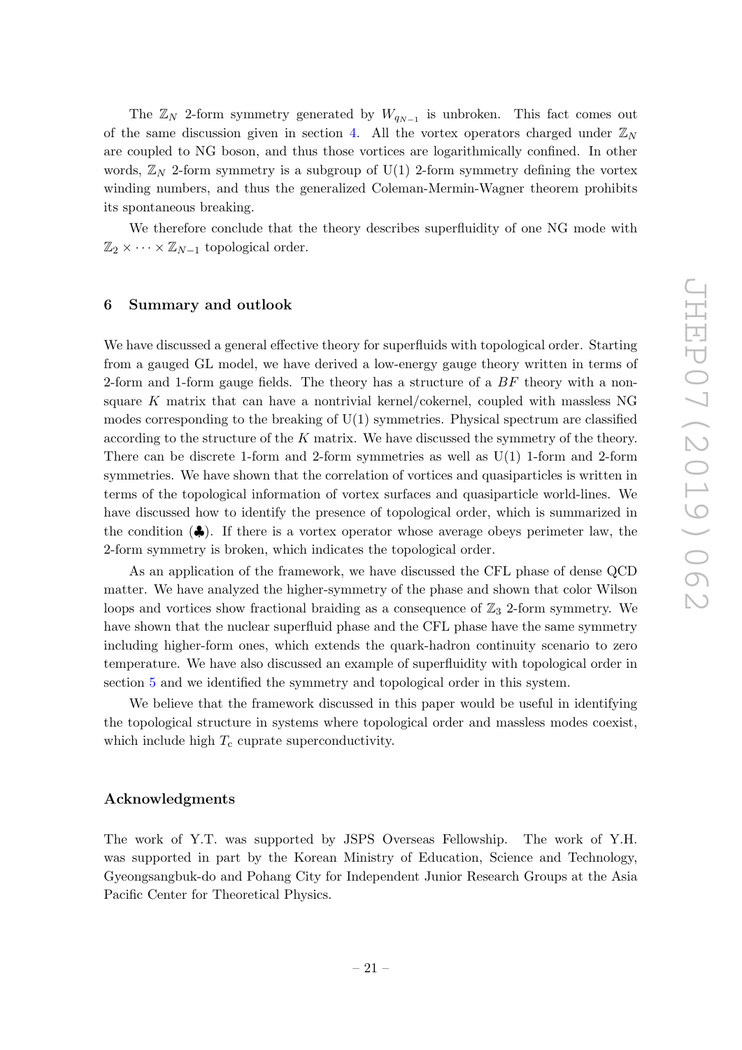The $\mathbb{Z}_N$ 2-form symmetry generated by $W_{q_{N-1}}$ is unbroken. This fact comes out of the same discussion given in section 4. All the vortex operators charged under $\mathbb{Z}_N$ are coupled to NG boson, and thus those vortices are logarithmically confined. In other words, $\mathbb{Z}_N$ 2-form symmetry is a subgroup of U(1) 2-form symmetry defining the vortex winding numbers, and thus the generalized Coleman-Mermin-Wagner theorem prohibits its spontaneous breaking.

We therefore conclude that the theory describes superfluidity of one NG mode with $\mathbb{Z}_2 \times \cdots \times \mathbb{Z}_{N-1}$ topological order.

## 6 Summary and outlook

We have discussed a general effective theory for superfluids with topological order. Starting from a gauged GL model, we have derived a low-energy gauge theory written in terms of 2-form and 1-form gauge fields. The theory has a structure of a $BF$ theory with a non-square $K$ matrix that can have a nontrivial kernel/cokernel, coupled with massless NG modes corresponding to the breaking of U(1) symmetries. Physical spectrum are classified according to the structure of the $K$ matrix. We have discussed the symmetry of the theory. There can be discrete 1-form and 2-form symmetries as well as U(1) 1-form and 2-form symmetries. We have shown that the correlation of vortices and quasiparticles is written in terms of the topological information of vortex surfaces and quasiparticle world-lines. We have discussed how to identify the presence of topological order, which is summarized in the condition (♣). If there is a vortex operator whose average obeys perimeter law, the 2-form symmetry is broken, which indicates the topological order.

As an application of the framework, we have discussed the CFL phase of dense QCD matter. We have analyzed the higher-symmetry of the phase and shown that color Wilson loops and vortices show fractional braiding as a consequence of $\mathbb{Z}_3$ 2-form symmetry. We have shown that the nuclear superfluid phase and the CFL phase have the same symmetry including higher-form ones, which extends the quark-hadron continuity scenario to zero temperature. We have also discussed an example of superfluidity with topological order in section 5 and we identified the symmetry and topological order in this system.

We believe that the framework discussed in this paper would be useful in identifying the topological structure in systems where topological order and massless modes coexist, which include high $T_\mathrm{c}$ cuprate superconductivity.

## Acknowledgments

The work of Y.T. was supported by JSPS Overseas Fellowship. The work of Y.H. was supported in part by the Korean Ministry of Education, Science and Technology, Gyeongsangbuk-do and Pohang City for Independent Junior Research Groups at the Asia Pacific Center for Theoretical Physics.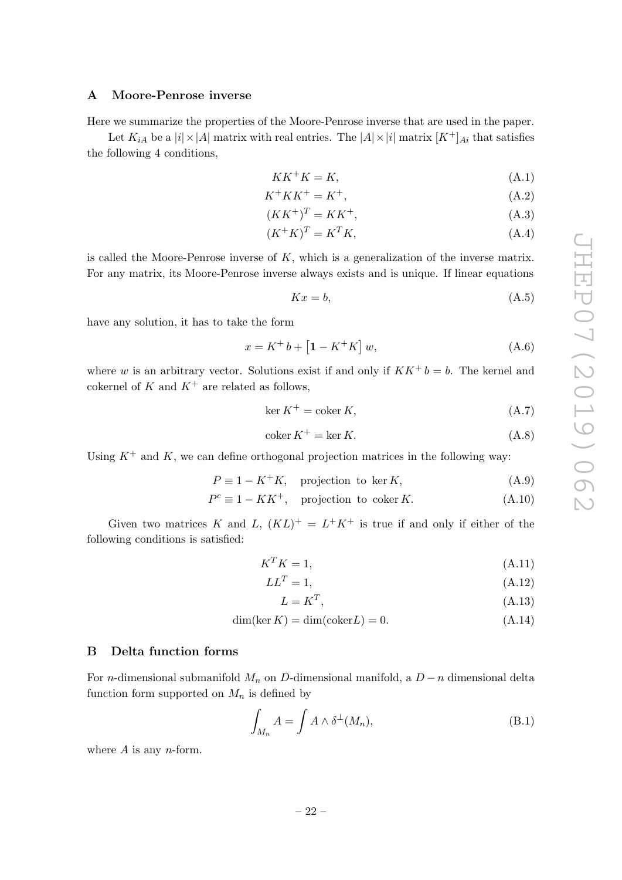## A Moore-Penrose inverse

Here we summarize the properties of the Moore-Penrose inverse that are used in the paper.

Let $K_{iA}$ be a $|i| \times |A|$ matrix with real entries. The $|A| \times |i|$ matrix $[K^+]_{Ai}$ that satisfies the following 4 conditions,

$$KK^+K = K, \tag{A.1}$$

$$K^+KK^+ = K^+, \tag{A.2}$$

$$(KK^+)^T = KK^+, \tag{A.3}$$

$$(K^+K)^T = K^TK, \tag{A.4}$$

is called the Moore-Penrose inverse of $K$, which is a generalization of the inverse matrix. For any matrix, its Moore-Penrose inverse always exists and is unique. If linear equations

$$Kx = b, \tag{A.5}$$

have any solution, it has to take the form

$$x = K^+ b + \left[\mathbf{1} - K^+K\right] w, \tag{A.6}$$

where $w$ is an arbitrary vector. Solutions exist if and only if $KK^+ b = b$. The kernel and cokernel of $K$ and $K^+$ are related as follows,

$$\ker K^+ = \mathrm{coker}\, K, \tag{A.7}$$

$$\mathrm{coker}\, K^+ = \ker K. \tag{A.8}$$

Using $K^+$ and $K$, we can define orthogonal projection matrices in the following way:

$$P \equiv 1 - K^+K, \quad \text{projection to } \ker K, \tag{A.9}$$

$$P^c \equiv 1 - KK^+, \quad \text{projection to coker}\, K. \tag{A.10}$$

Given two matrices $K$ and $L$, $(KL)^+ = L^+K^+$ is true if and only if either of the following conditions is satisfied:

$$K^TK = 1, \tag{A.11}$$

$$LL^T = 1, \tag{A.12}$$

$$L = K^T, \tag{A.13}$$

$$\dim(\ker K) = \dim(\mathrm{coker} L) = 0. \tag{A.14}$$

## B Delta function forms

For $n$-dimensional submanifold $M_n$ on $D$-dimensional manifold, a $D - n$ dimensional delta function form supported on $M_n$ is defined by

$$\int_{M_n} A = \int A \wedge \delta^\perp(M_n), \tag{B.1}$$

where $A$ is any $n$-form.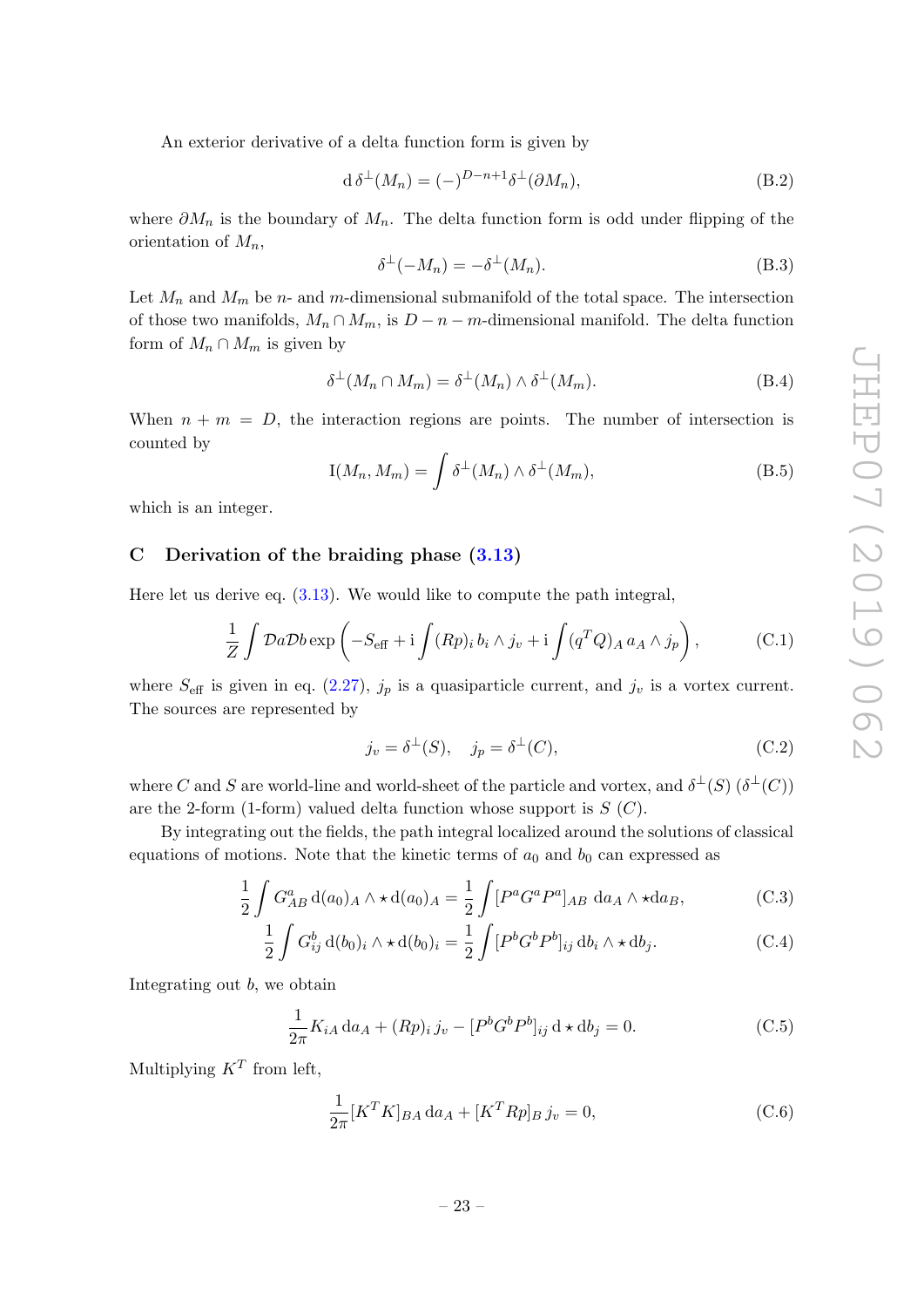An exterior derivative of a delta function form is given by

$$\mathrm{d}\,\delta^{\perp}(M_n) = (-)^{D-n+1}\delta^{\perp}(\partial M_n), \tag{B.2}$$

where $\partial M_n$ is the boundary of $M_n$. The delta function form is odd under flipping of the orientation of $M_n$,

$$\delta^{\perp}(-M_n) = -\delta^{\perp}(M_n). \tag{B.3}$$

Let $M_n$ and $M_m$ be $n$- and $m$-dimensional submanifold of the total space. The intersection of those two manifolds, $M_n \cap M_m$, is $D-n-m$-dimensional manifold. The delta function form of $M_n \cap M_m$ is given by

$$\delta^{\perp}(M_n \cap M_m) = \delta^{\perp}(M_n) \wedge \delta^{\perp}(M_m). \tag{B.4}$$

When $n + m = D$, the interaction regions are points. The number of intersection is counted by

$$\mathrm{I}(M_n, M_m) = \int \delta^{\perp}(M_n) \wedge \delta^{\perp}(M_m), \tag{B.5}$$

which is an integer.

## C Derivation of the braiding phase (3.13)

Here let us derive eq. (3.13). We would like to compute the path integral,

$$\frac{1}{Z}\int \mathcal{D}a\mathcal{D}b \exp\left(-S_{\text{eff}} + \mathrm{i}\int (Rp)_i\, b_i \wedge j_v + \mathrm{i}\int (q^T Q)_A\, a_A \wedge j_p\right), \tag{C.1}$$

where $S_{\text{eff}}$ is given in eq. (2.27), $j_p$ is a quasiparticle current, and $j_v$ is a vortex current. The sources are represented by

$$j_v = \delta^{\perp}(S), \quad j_p = \delta^{\perp}(C), \tag{C.2}$$

where $C$ and $S$ are world-line and world-sheet of the particle and vortex, and $\delta^{\perp}(S)$ ($\delta^{\perp}(C)$) are the 2-form (1-form) valued delta function whose support is $S$ ($C$).

By integrating out the fields, the path integral localized around the solutions of classical equations of motions. Note that the kinetic terms of $a_0$ and $b_0$ can expressed as

$$\frac{1}{2}\int G^a_{AB}\, \mathrm{d}(a_0)_A \wedge \star\, \mathrm{d}(a_0)_A = \frac{1}{2}\int [P^a G^a P^a]_{AB}\ \mathrm{d}a_A \wedge \star \mathrm{d}a_B, \tag{C.3}$$

$$\frac{1}{2}\int G^b_{ij}\, \mathrm{d}(b_0)_i \wedge \star\, \mathrm{d}(b_0)_i = \frac{1}{2}\int [P^b G^b P^b]_{ij}\, \mathrm{d}b_i \wedge \star\, \mathrm{d}b_j. \tag{C.4}$$

Integrating out $b$, we obtain

$$\frac{1}{2\pi}K_{iA}\, \mathrm{d}a_A + (Rp)_i\, j_v - [P^b G^b P^b]_{ij}\, \mathrm{d}\star \mathrm{d}b_j = 0. \tag{C.5}$$

Multiplying $K^T$ from left,

$$\frac{1}{2\pi}[K^T K]_{BA}\, \mathrm{d}a_A + [K^T Rp]_B\, j_v = 0, \tag{C.6}$$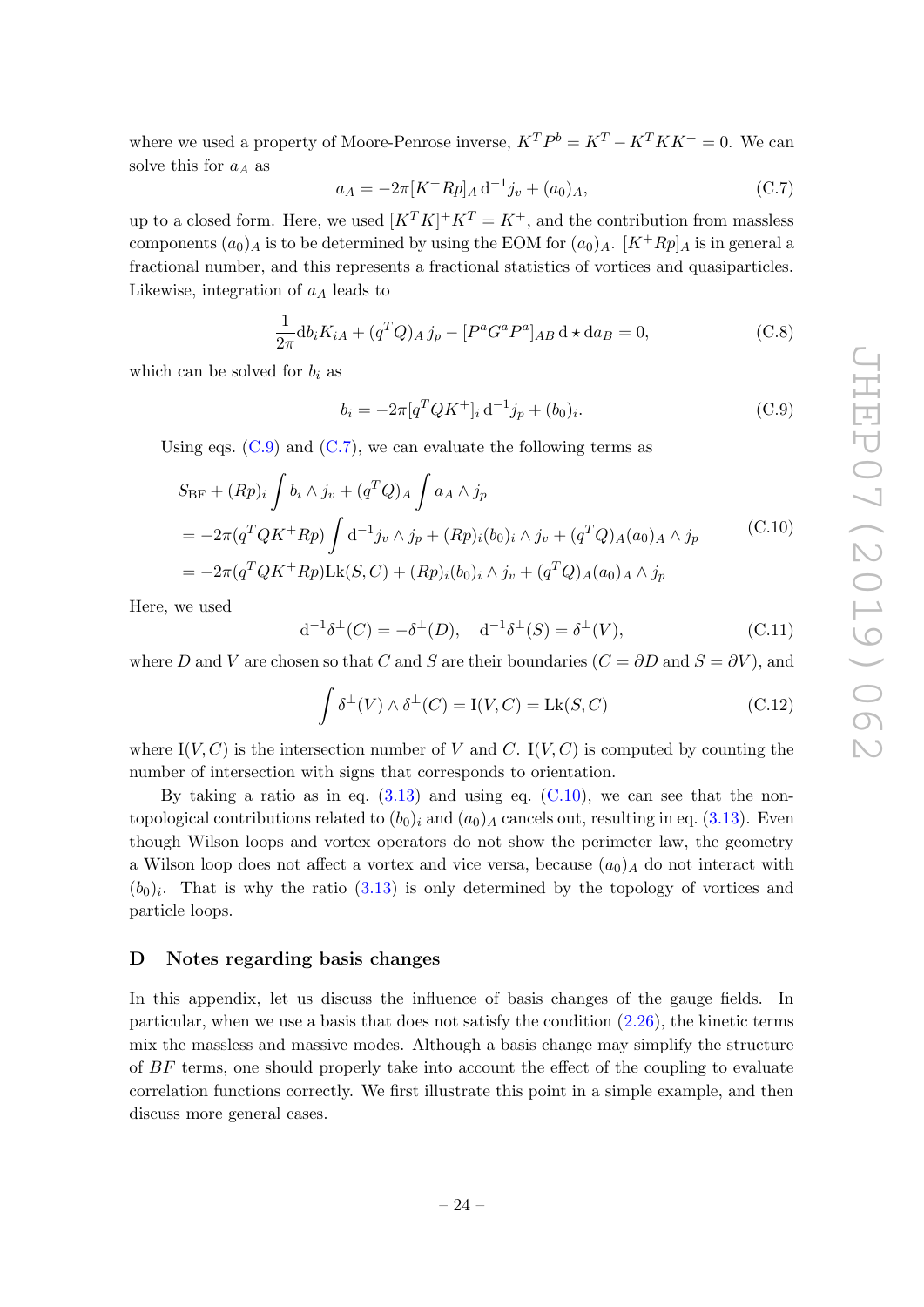where we used a property of Moore-Penrose inverse, $K^T P^b = K^T - K^T K K^+ = 0$. We can solve this for $a_A$ as

$$a_A = -2\pi [K^+ Rp]_A \, \mathrm{d}^{-1} j_v + (a_0)_A, \tag{C.7}$$

up to a closed form. Here, we used $[K^T K]^+ K^T = K^+$, and the contribution from massless components $(a_0)_A$ is to be determined by using the EOM for $(a_0)_A$. $[K^+ Rp]_A$ is in general a fractional number, and this represents a fractional statistics of vortices and quasiparticles. Likewise, integration of $a_A$ leads to

$$\frac{1}{2\pi} \mathrm{d} b_i K_{iA} + (q^T Q)_A \, j_p - [P^a G^a P^a]_{AB} \, \mathrm{d} \star \mathrm{d} a_B = 0, \tag{C.8}$$

which can be solved for $b_i$ as

$$b_i = -2\pi [q^T Q K^+]_i \, \mathrm{d}^{-1} j_p + (b_0)_i. \tag{C.9}$$

Using eqs. (C.9) and (C.7), we can evaluate the following terms as

$$\begin{aligned}
&S_{\mathrm{BF}} + (Rp)_i \int b_i \wedge j_v + (q^T Q)_A \int a_A \wedge j_p \\
&= -2\pi (q^T Q K^+ Rp) \int \mathrm{d}^{-1} j_v \wedge j_p + (Rp)_i (b_0)_i \wedge j_v + (q^T Q)_A (a_0)_A \wedge j_p \\
&= -2\pi (q^T Q K^+ Rp) \mathrm{Lk}(S, C) + (Rp)_i (b_0)_i \wedge j_v + (q^T Q)_A (a_0)_A \wedge j_p
\end{aligned} \tag{C.10}$$

Here, we used

$$\mathrm{d}^{-1} \delta^\perp(C) = -\delta^\perp(D), \quad \mathrm{d}^{-1} \delta^\perp(S) = \delta^\perp(V), \tag{C.11}$$

where $D$ and $V$ are chosen so that $C$ and $S$ are their boundaries ($C = \partial D$ and $S = \partial V$), and

$$\int \delta^\perp(V) \wedge \delta^\perp(C) = \mathrm{I}(V, C) = \mathrm{Lk}(S, C) \tag{C.12}$$

where $\mathrm{I}(V, C)$ is the intersection number of $V$ and $C$. $\mathrm{I}(V, C)$ is computed by counting the number of intersection with signs that corresponds to orientation.

By taking a ratio as in eq. (3.13) and using eq. (C.10), we can see that the non-topological contributions related to $(b_0)_i$ and $(a_0)_A$ cancels out, resulting in eq. (3.13). Even though Wilson loops and vortex operators do not show the perimeter law, the geometry a Wilson loop does not affect a vortex and vice versa, because $(a_0)_A$ do not interact with $(b_0)_i$. That is why the ratio (3.13) is only determined by the topology of vortices and particle loops.

## D Notes regarding basis changes

In this appendix, let us discuss the influence of basis changes of the gauge fields. In particular, when we use a basis that does not satisfy the condition (2.26), the kinetic terms mix the massless and massive modes. Although a basis change may simplify the structure of *BF* terms, one should properly take into account the effect of the coupling to evaluate correlation functions correctly. We first illustrate this point in a simple example, and then discuss more general cases.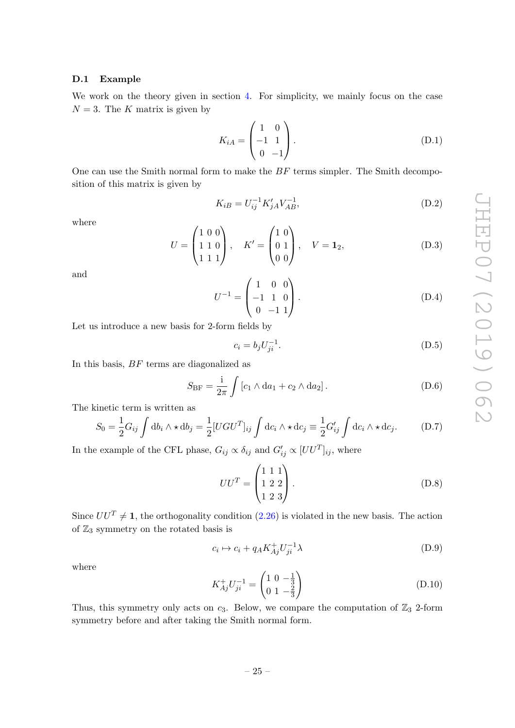### D.1 Example

We work on the theory given in section 4. For simplicity, we mainly focus on the case $N = 3$. The $K$ matrix is given by

$$K_{iA} = \begin{pmatrix} 1 & 0 \\ -1 & 1 \\ 0 & -1 \end{pmatrix}. \tag{D.1}$$

One can use the Smith normal form to make the $BF$ terms simpler. The Smith decomposition of this matrix is given by

$$K_{iB} = U^{-1}_{ij} K'_{jA} V^{-1}_{AB}, \tag{D.2}$$

where

$$U = \begin{pmatrix} 1 & 0 & 0 \\ 1 & 1 & 0 \\ 1 & 1 & 1 \end{pmatrix}, \quad K' = \begin{pmatrix} 1 & 0 \\ 0 & 1 \\ 0 & 0 \end{pmatrix}, \quad V = \mathbf{1}_2, \tag{D.3}$$

and

$$U^{-1} = \begin{pmatrix} 1 & 0 & 0 \\ -1 & 1 & 0 \\ 0 & -1 & 1 \end{pmatrix}. \tag{D.4}$$

Let us introduce a new basis for 2-form fields by

$$c_i = b_j U^{-1}_{ji}. \tag{D.5}$$

In this basis, $BF$ terms are diagonalized as

$$S_{\rm BF} = \frac{\mathrm{i}}{2\pi} \int \left[ c_1 \wedge \mathrm{d}a_1 + c_2 \wedge \mathrm{d}a_2 \right]. \tag{D.6}$$

The kinetic term is written as

$$S_0 = \frac{1}{2} G_{ij} \int \mathrm{d}b_i \wedge \star \mathrm{d}b_j = \frac{1}{2} [U G U^T]_{ij} \int \mathrm{d}c_i \wedge \star \mathrm{d}c_j \equiv \frac{1}{2} G'_{ij} \int \mathrm{d}c_i \wedge \star \mathrm{d}c_j. \tag{D.7}$$

In the example of the CFL phase, $G_{ij} \propto \delta_{ij}$ and $G'_{ij} \propto [UU^T]_{ij}$, where

$$UU^T = \begin{pmatrix} 1 & 1 & 1 \\ 1 & 2 & 2 \\ 1 & 2 & 3 \end{pmatrix}. \tag{D.8}$$

Since $UU^T \neq \mathbf{1}$, the orthogonality condition (2.26) is violated in the new basis. The action of $\mathbb{Z}_3$ symmetry on the rotated basis is

$$c_i \mapsto c_i + q_A K^+_{Aj} U^{-1}_{ji} \lambda \tag{D.9}$$

where

$$K^+_{Aj} U^{-1}_{ji} = \begin{pmatrix} 1 & 0 & -\frac{1}{3} \\ 0 & 1 & -\frac{2}{3} \end{pmatrix} \tag{D.10}$$

Thus, this symmetry only acts on $c_3$. Below, we compare the computation of $\mathbb{Z}_3$ 2-form symmetry before and after taking the Smith normal form.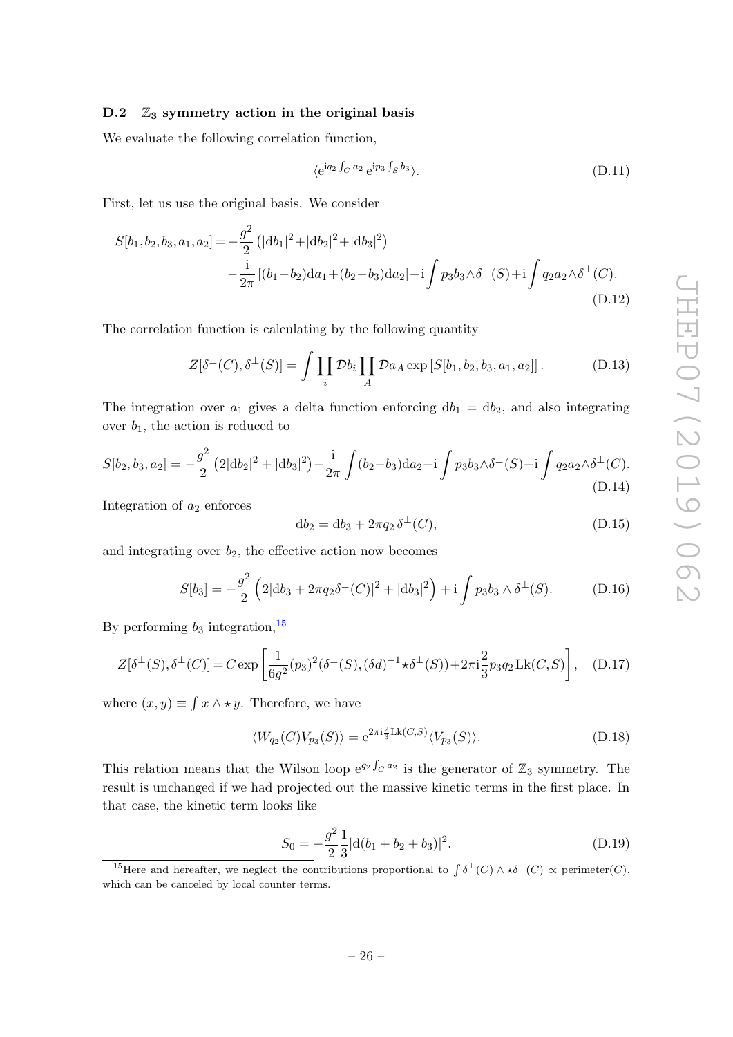### D.2 $\mathbb{Z}_3$ symmetry action in the original basis

We evaluate the following correlation function,

$$\langle \mathrm{e}^{\mathrm{i}q_2 \int_C a_2}\, \mathrm{e}^{\mathrm{i}p_3 \int_S b_3} \rangle. \tag{D.11}$$

First, let us use the original basis. We consider

$$\begin{aligned} S[b_1,b_2,b_3,a_1,a_2] = &-\frac{g^2}{2}\left(|\mathrm{d}b_1|^2+|\mathrm{d}b_2|^2+|\mathrm{d}b_3|^2\right) \\ &-\frac{\mathrm{i}}{2\pi}\left[(b_1-b_2)\mathrm{d}a_1+(b_2-b_3)\mathrm{d}a_2\right]+\mathrm{i}\int p_3 b_3\wedge\delta^\perp(S)+\mathrm{i}\int q_2 a_2\wedge\delta^\perp(C). \end{aligned} \tag{D.12}$$

The correlation function is calculating by the following quantity

$$Z[\delta^\perp(C),\delta^\perp(S)] = \int \prod_i \mathcal{D}b_i \prod_A \mathcal{D}a_A \exp\left[S[b_1,b_2,b_3,a_1,a_2]\right]. \tag{D.13}$$

The integration over $a_1$ gives a delta function enforcing $\mathrm{d}b_1 = \mathrm{d}b_2$, and also integrating over $b_1$, the action is reduced to

$$S[b_2,b_3,a_2] = -\frac{g^2}{2}\left(2|\mathrm{d}b_2|^2+|\mathrm{d}b_3|^2\right)-\frac{\mathrm{i}}{2\pi}\int(b_2-b_3)\mathrm{d}a_2+\mathrm{i}\int p_3 b_3\wedge\delta^\perp(S)+\mathrm{i}\int q_2 a_2\wedge\delta^\perp(C). \tag{D.14}$$

Integration of $a_2$ enforces

$$\mathrm{d}b_2 = \mathrm{d}b_3 + 2\pi q_2\,\delta^\perp(C), \tag{D.15}$$

and integrating over $b_2$, the effective action now becomes

$$S[b_3] = -\frac{g^2}{2}\left(2|\mathrm{d}b_3+2\pi q_2\delta^\perp(C)|^2+|\mathrm{d}b_3|^2\right)+\mathrm{i}\int p_3 b_3\wedge\delta^\perp(S). \tag{D.16}$$

By performing $b_3$ integration,[15]

$$Z[\delta^\perp(S),\delta^\perp(C)] = C\exp\left[\frac{1}{6g^2}(p_3)^2(\delta^\perp(S),(\delta d)^{-1}\star\delta^\perp(S))+2\pi\mathrm{i}\frac{2}{3}p_3 q_2\,\mathrm{Lk}(C,S)\right], \tag{D.17}$$

where $(x,y)\equiv\int x\wedge\star y$. Therefore, we have

$$\langle W_{q_2}(C)V_{p_3}(S)\rangle = \mathrm{e}^{2\pi\mathrm{i}\frac{2}{3}\mathrm{Lk}(C,S)}\langle V_{p_3}(S)\rangle. \tag{D.18}$$

This relation means that the Wilson loop $\mathrm{e}^{q_2\int_C a_2}$ is the generator of $\mathbb{Z}_3$ symmetry. The result is unchanged if we had projected out the massive kinetic terms in the first place. In that case, the kinetic term looks like

$$S_0 = -\frac{g^2}{2}\frac{1}{3}|\mathrm{d}(b_1+b_2+b_3)|^2. \tag{D.19}$$

[15] Here and hereafter, we neglect the contributions proportional to $\int\delta^\perp(C)\wedge\star\delta^\perp(C)\propto\mathrm{perimeter}(C)$, which can be canceled by local counter terms.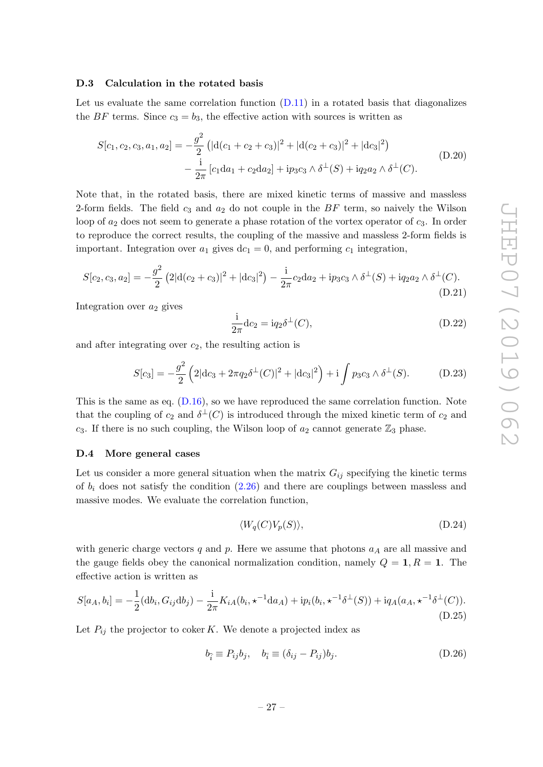### D.3 Calculation in the rotated basis

Let us evaluate the same correlation function (D.11) in a rotated basis that diagonalizes the $BF$ terms. Since $c_3 = b_3$, the effective action with sources is written as

$$
\begin{aligned}
S[c_1, c_2, c_3, a_1, a_2] = &-\frac{g^2}{2}\left(|\mathrm{d}(c_1+c_2+c_3)|^2 + |\mathrm{d}(c_2+c_3)|^2 + |\mathrm{d}c_3|^2\right) \\
&- \frac{\mathrm{i}}{2\pi}\left[c_1 \mathrm{d}a_1 + c_2 \mathrm{d}a_2\right] + \mathrm{i}p_3 c_3 \wedge \delta^\perp(S) + \mathrm{i}q_2 a_2 \wedge \delta^\perp(C).
\end{aligned}
\tag{D.20}
$$

Note that, in the rotated basis, there are mixed kinetic terms of massive and massless 2-form fields. The field $c_3$ and $a_2$ do not couple in the $BF$ term, so naively the Wilson loop of $a_2$ does not seem to generate a phase rotation of the vortex operator of $c_3$. In order to reproduce the correct results, the coupling of the massive and massless 2-form fields is important. Integration over $a_1$ gives $\mathrm{d}c_1 = 0$, and performing $c_1$ integration,

$$
S[c_2, c_3, a_2] = -\frac{g^2}{2}\left(2|\mathrm{d}(c_2+c_3)|^2 + |\mathrm{d}c_3|^2\right) - \frac{\mathrm{i}}{2\pi}c_2 \mathrm{d}a_2 + \mathrm{i}p_3 c_3 \wedge \delta^\perp(S) + \mathrm{i}q_2 a_2 \wedge \delta^\perp(C).
\tag{D.21}
$$

Integration over $a_2$ gives

$$
\frac{\mathrm{i}}{2\pi}\mathrm{d}c_2 = \mathrm{i}q_2 \delta^\perp(C),
\tag{D.22}
$$

and after integrating over $c_2$, the resulting action is

$$
S[c_3] = -\frac{g^2}{2}\left(2|\mathrm{d}c_3 + 2\pi q_2 \delta^\perp(C)|^2 + |\mathrm{d}c_3|^2\right) + \mathrm{i}\int p_3 c_3 \wedge \delta^\perp(S).
\tag{D.23}
$$

This is the same as eq. (D.16), so we have reproduced the same correlation function. Note that the coupling of $c_2$ and $\delta^\perp(C)$ is introduced through the mixed kinetic term of $c_2$ and $c_3$. If there is no such coupling, the Wilson loop of $a_2$ cannot generate $\mathbb{Z}_3$ phase.

### D.4 More general cases

Let us consider a more general situation when the matrix $G_{ij}$ specifying the kinetic terms of $b_i$ does not satisfy the condition (2.26) and there are couplings between massless and massive modes. We evaluate the correlation function,

$$
\langle W_q(C) V_p(S) \rangle,
\tag{D.24}
$$

with generic charge vectors $q$ and $p$. Here we assume that photons $a_A$ are all massive and the gauge fields obey the canonical normalization condition, namely $Q = \mathbf{1}, R = \mathbf{1}$. The effective action is written as

$$
S[a_A, b_i] = -\frac{1}{2}(\mathrm{d}b_i, G_{ij}\mathrm{d}b_j) - \frac{\mathrm{i}}{2\pi}K_{iA}(b_i, \star^{-1}\mathrm{d}a_A) + \mathrm{i}p_i(b_i, \star^{-1}\delta^\perp(S)) + \mathrm{i}q_A(a_A, \star^{-1}\delta^\perp(C)).
\tag{D.25}
$$

Let $P_{ij}$ the projector to coker $K$. We denote a projected index as

$$
b_{\hat{i}} \equiv P_{ij} b_j, \quad b_{\bar{i}} \equiv (\delta_{ij} - P_{ij}) b_j.
\tag{D.26}
$$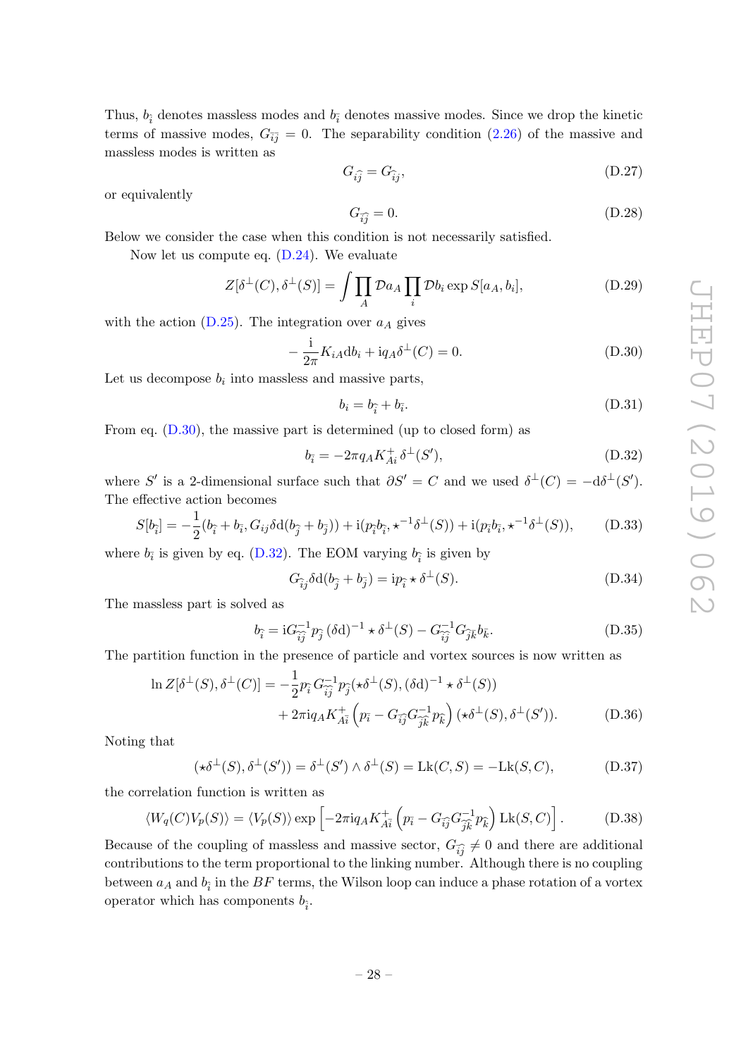Thus, $b_{\hat{i}}$ denotes massless modes and $b_{\bar{i}}$ denotes massive modes. Since we drop the kinetic terms of massive modes, $G_{\bar{i}\bar{j}} = 0$. The separability condition (2.26) of the massive and massless modes is written as

$$G_{i\hat{j}} = G_{\hat{i}j}, \tag{D.27}$$

or equivalently

$$G_{\bar{i}\hat{j}} = 0. \tag{D.28}$$

Below we consider the case when this condition is not necessarily satisfied.

Now let us compute eq. (D.24). We evaluate

$$Z[\delta^\perp(C), \delta^\perp(S)] = \int \prod_A \mathcal{D}a_A \prod_i \mathcal{D}b_i \exp S[a_A, b_i], \tag{D.29}$$

with the action (D.25). The integration over $a_A$ gives

$$-\frac{\mathrm{i}}{2\pi} K_{iA} \mathrm{d}b_i + \mathrm{i}q_A \delta^\perp(C) = 0. \tag{D.30}$$

Let us decompose $b_i$ into massless and massive parts,

$$b_i = b_{\hat{i}} + b_{\bar{i}}. \tag{D.31}$$

From eq. (D.30), the massive part is determined (up to closed form) as

$$b_{\bar{i}} = -2\pi q_A K^+_{A\bar{i}}\, \delta^\perp(S'), \tag{D.32}$$

where $S'$ is a 2-dimensional surface such that $\partial S' = C$ and we used $\delta^\perp(C) = -\mathrm{d}\delta^\perp(S')$. The effective action becomes

$$S[b_{\hat{i}}] = -\frac{1}{2}(b_{\hat{i}} + b_{\bar{i}}, G_{ij}\delta \mathrm{d}(b_{\hat{j}} + b_{\bar{j}})) + \mathrm{i}(p_{\hat{i}} b_{\hat{i}}, \star^{-1}\delta^\perp(S)) + \mathrm{i}(p_{\bar{i}} b_{\bar{i}}, \star^{-1}\delta^\perp(S)), \tag{D.33}$$

where $b_{\bar{i}}$ is given by eq. (D.32). The EOM varying $b_{\hat{i}}$ is given by

$$G_{\hat{i}j}\delta \mathrm{d}(b_{\hat{j}} + b_{\bar{j}}) = \mathrm{i}p_{\hat{i}} \star \delta^\perp(S). \tag{D.34}$$

The massless part is solved as

$$b_{\hat{i}} = \mathrm{i}G^{-1}_{\hat{i}\hat{j}}\, p_{\hat{j}}\, (\delta \mathrm{d})^{-1} \star \delta^\perp(S) - G^{-1}_{\hat{i}\hat{j}} G_{\hat{j}\bar{k}} b_{\bar{k}}. \tag{D.35}$$

The partition function in the presence of particle and vortex sources is now written as

$$\begin{aligned}\ln Z[\delta^\perp(S), \delta^\perp(C)] = &-\frac{1}{2} p_{\hat{i}}\, G^{-1}_{\hat{i}\hat{j}}\, p_{\hat{j}} (\star\delta^\perp(S), (\delta \mathrm{d})^{-1} \star \delta^\perp(S)) \\ &+ 2\pi \mathrm{i} q_A K^+_{A\bar{i}} \left(p_{\bar{i}} - G_{\bar{i}\hat{j}} G^{-1}_{\hat{j}\hat{k}} p_{\hat{k}}\right)(\star\delta^\perp(S), \delta^\perp(S')).\end{aligned} \tag{D.36}$$

Noting that

$$(\star\delta^\perp(S), \delta^\perp(S')) = \delta^\perp(S') \wedge \delta^\perp(S) = \mathrm{Lk}(C, S) = -\mathrm{Lk}(S, C), \tag{D.37}$$

the correlation function is written as

$$\langle W_q(C) V_p(S)\rangle = \langle V_p(S)\rangle \exp\left[-2\pi \mathrm{i} q_A K^+_{A\bar{i}} \left(p_{\bar{i}} - G_{\bar{i}\hat{j}} G^{-1}_{\hat{j}\hat{k}} p_{\hat{k}}\right) \mathrm{Lk}(S, C)\right]. \tag{D.38}$$

Because of the coupling of massless and massive sector, $G_{\bar{i}\hat{j}} \neq 0$ and there are additional contributions to the term proportional to the linking number. Although there is no coupling between $a_A$ and $b_{\hat{i}}$ in the $BF$ terms, the Wilson loop can induce a phase rotation of a vortex operator which has components $b_{\hat{i}}$.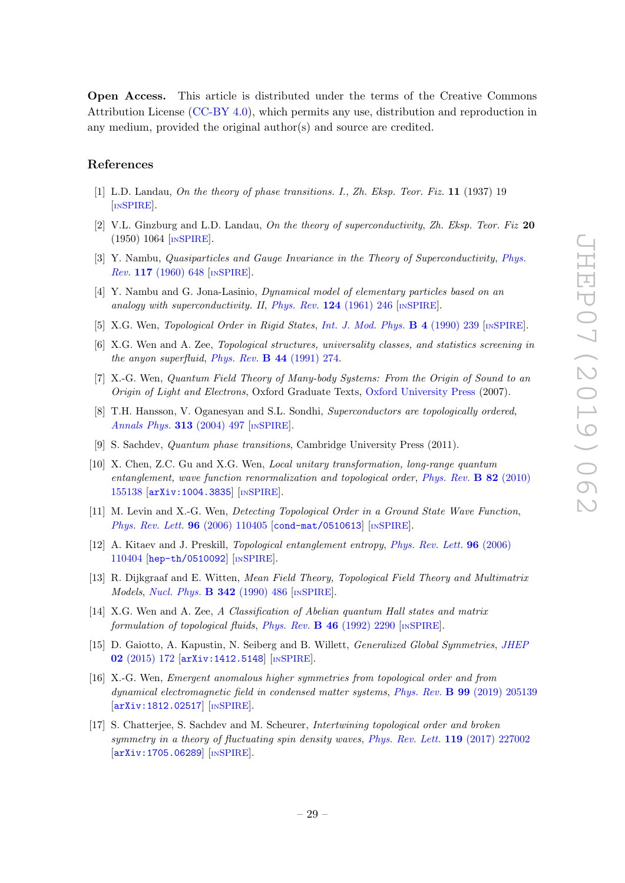**Open Access.** This article is distributed under the terms of the Creative Commons Attribution License (CC-BY 4.0), which permits any use, distribution and reproduction in any medium, provided the original author(s) and source are credited.

## References

[1] L.D. Landau, *On the theory of phase transitions. I.*, *Zh. Eksp. Teor. Fiz.* **11** (1937) 19 [INSPIRE].

[2] V.L. Ginzburg and L.D. Landau, *On the theory of superconductivity*, *Zh. Eksp. Teor. Fiz* **20** (1950) 1064 [INSPIRE].

[3] Y. Nambu, *Quasiparticles and Gauge Invariance in the Theory of Superconductivity*, *Phys. Rev.* **117** (1960) 648 [INSPIRE].

[4] Y. Nambu and G. Jona-Lasinio, *Dynamical model of elementary particles based on an analogy with superconductivity. II*, *Phys. Rev.* **124** (1961) 246 [INSPIRE].

[5] X.G. Wen, *Topological Order in Rigid States*, *Int. J. Mod. Phys.* **B 4** (1990) 239 [INSPIRE].

[6] X.G. Wen and A. Zee, *Topological structures, universality classes, and statistics screening in the anyon superfluid*, *Phys. Rev.* **B 44** (1991) 274.

[7] X.-G. Wen, *Quantum Field Theory of Many-body Systems: From the Origin of Sound to an Origin of Light and Electrons*, Oxford Graduate Texts, Oxford University Press (2007).

[8] T.H. Hansson, V. Oganesyan and S.L. Sondhi, *Superconductors are topologically ordered*, *Annals Phys.* **313** (2004) 497 [INSPIRE].

[9] S. Sachdev, *Quantum phase transitions*, Cambridge University Press (2011).

[10] X. Chen, Z.C. Gu and X.G. Wen, *Local unitary transformation, long-range quantum entanglement, wave function renormalization and topological order*, *Phys. Rev.* **B 82** (2010) 155138 [arXiv:1004.3835] [INSPIRE].

[11] M. Levin and X.-G. Wen, *Detecting Topological Order in a Ground State Wave Function*, *Phys. Rev. Lett.* **96** (2006) 110405 [cond-mat/0510613] [INSPIRE].

[12] A. Kitaev and J. Preskill, *Topological entanglement entropy*, *Phys. Rev. Lett.* **96** (2006) 110404 [hep-th/0510092] [INSPIRE].

[13] R. Dijkgraaf and E. Witten, *Mean Field Theory, Topological Field Theory and Multimatrix Models*, *Nucl. Phys.* **B 342** (1990) 486 [INSPIRE].

[14] X.G. Wen and A. Zee, *A Classification of Abelian quantum Hall states and matrix formulation of topological fluids*, *Phys. Rev.* **B 46** (1992) 2290 [INSPIRE].

[15] D. Gaiotto, A. Kapustin, N. Seiberg and B. Willett, *Generalized Global Symmetries*, *JHEP* **02** (2015) 172 [arXiv:1412.5148] [INSPIRE].

[16] X.-G. Wen, *Emergent anomalous higher symmetries from topological order and from dynamical electromagnetic field in condensed matter systems*, *Phys. Rev.* **B 99** (2019) 205139 [arXiv:1812.02517] [INSPIRE].

[17] S. Chatterjee, S. Sachdev and M. Scheurer, *Intertwining topological order and broken symmetry in a theory of fluctuating spin density waves*, *Phys. Rev. Lett.* **119** (2017) 227002 [arXiv:1705.06289] [INSPIRE].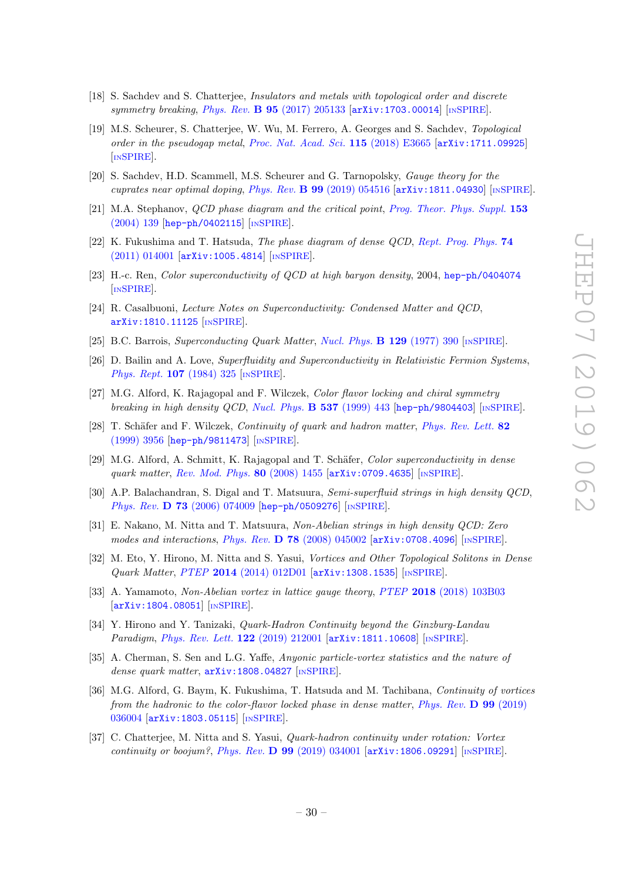[18] S. Sachdev and S. Chatterjee, *Insulators and metals with topological order and discrete symmetry breaking*, *Phys. Rev.* **B 95** (2017) 205133 [arXiv:1703.00014] [INSPIRE].

[19] M.S. Scheurer, S. Chatterjee, W. Wu, M. Ferrero, A. Georges and S. Sachdev, *Topological order in the pseudogap metal*, *Proc. Nat. Acad. Sci.* **115** (2018) E3665 [arXiv:1711.09925] [INSPIRE].

[20] S. Sachdev, H.D. Scammell, M.S. Scheurer and G. Tarnopolsky, *Gauge theory for the cuprates near optimal doping*, *Phys. Rev.* **B 99** (2019) 054516 [arXiv:1811.04930] [INSPIRE].

[21] M.A. Stephanov, *QCD phase diagram and the critical point*, *Prog. Theor. Phys. Suppl.* **153** (2004) 139 [hep-ph/0402115] [INSPIRE].

[22] K. Fukushima and T. Hatsuda, *The phase diagram of dense QCD*, *Rept. Prog. Phys.* **74** (2011) 014001 [arXiv:1005.4814] [INSPIRE].

[23] H.-c. Ren, *Color superconductivity of QCD at high baryon density*, 2004, hep-ph/0404074 [INSPIRE].

[24] R. Casalbuoni, *Lecture Notes on Superconductivity: Condensed Matter and QCD*, arXiv:1810.11125 [INSPIRE].

[25] B.C. Barrois, *Superconducting Quark Matter*, *Nucl. Phys.* **B 129** (1977) 390 [INSPIRE].

[26] D. Bailin and A. Love, *Superfluidity and Superconductivity in Relativistic Fermion Systems*, *Phys. Rept.* **107** (1984) 325 [INSPIRE].

[27] M.G. Alford, K. Rajagopal and F. Wilczek, *Color flavor locking and chiral symmetry breaking in high density QCD*, *Nucl. Phys.* **B 537** (1999) 443 [hep-ph/9804403] [INSPIRE].

[28] T. Schäfer and F. Wilczek, *Continuity of quark and hadron matter*, *Phys. Rev. Lett.* **82** (1999) 3956 [hep-ph/9811473] [INSPIRE].

[29] M.G. Alford, A. Schmitt, K. Rajagopal and T. Schäfer, *Color superconductivity in dense quark matter*, *Rev. Mod. Phys.* **80** (2008) 1455 [arXiv:0709.4635] [INSPIRE].

[30] A.P. Balachandran, S. Digal and T. Matsuura, *Semi-superfluid strings in high density QCD*, *Phys. Rev.* **D 73** (2006) 074009 [hep-ph/0509276] [INSPIRE].

[31] E. Nakano, M. Nitta and T. Matsuura, *Non-Abelian strings in high density QCD: Zero modes and interactions*, *Phys. Rev.* **D 78** (2008) 045002 [arXiv:0708.4096] [INSPIRE].

[32] M. Eto, Y. Hirono, M. Nitta and S. Yasui, *Vortices and Other Topological Solitons in Dense Quark Matter*, *PTEP* **2014** (2014) 012D01 [arXiv:1308.1535] [INSPIRE].

[33] A. Yamamoto, *Non-Abelian vortex in lattice gauge theory*, *PTEP* **2018** (2018) 103B03 [arXiv:1804.08051] [INSPIRE].

[34] Y. Hirono and Y. Tanizaki, *Quark-Hadron Continuity beyond the Ginzburg-Landau Paradigm*, *Phys. Rev. Lett.* **122** (2019) 212001 [arXiv:1811.10608] [INSPIRE].

[35] A. Cherman, S. Sen and L.G. Yaffe, *Anyonic particle-vortex statistics and the nature of dense quark matter*, arXiv:1808.04827 [INSPIRE].

[36] M.G. Alford, G. Baym, K. Fukushima, T. Hatsuda and M. Tachibana, *Continuity of vortices from the hadronic to the color-flavor locked phase in dense matter*, *Phys. Rev.* **D 99** (2019) 036004 [arXiv:1803.05115] [INSPIRE].

[37] C. Chatterjee, M. Nitta and S. Yasui, *Quark-hadron continuity under rotation: Vortex continuity or boojum?*, *Phys. Rev.* **D 99** (2019) 034001 [arXiv:1806.09291] [INSPIRE].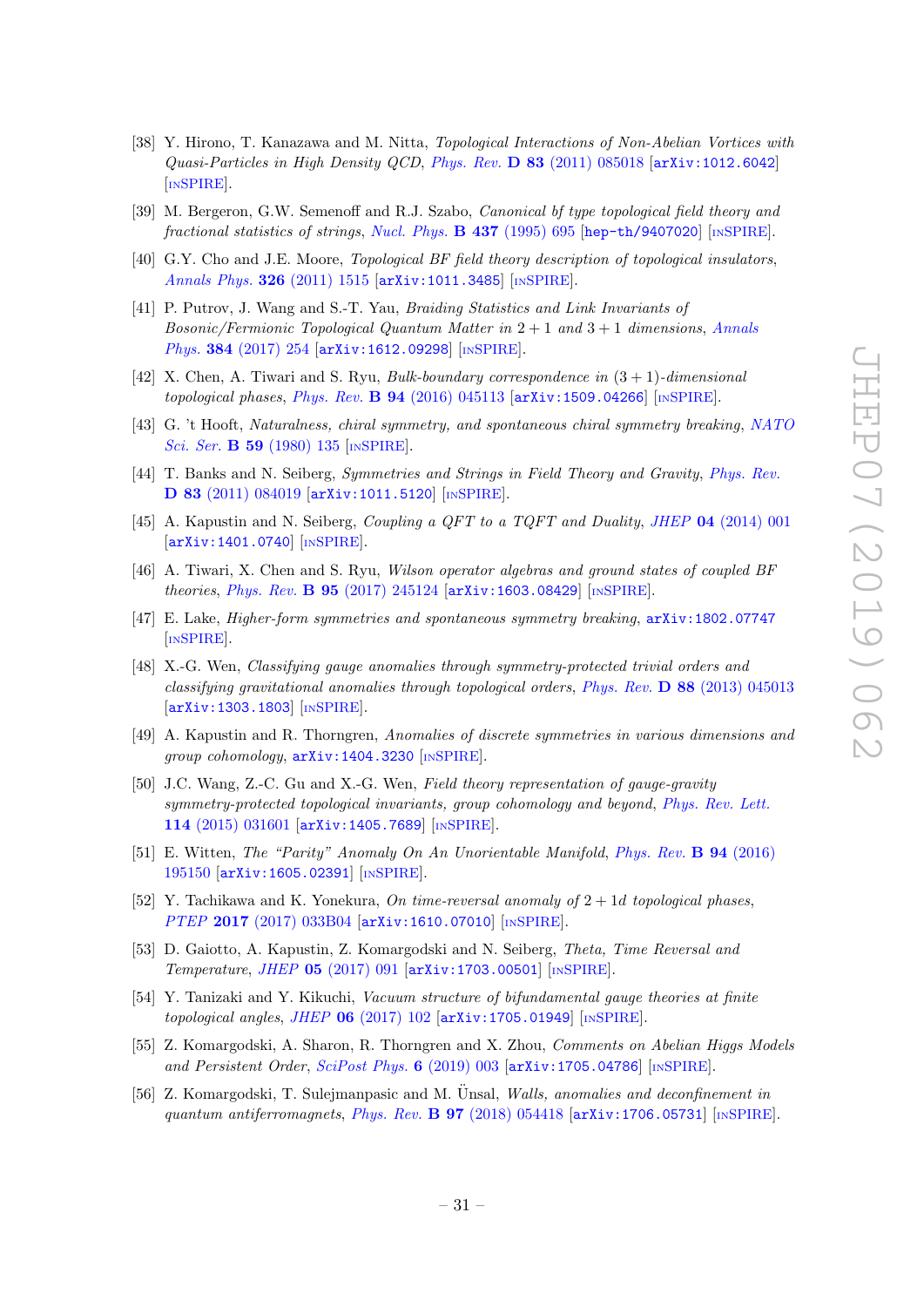[38] Y. Hirono, T. Kanazawa and M. Nitta, *Topological Interactions of Non-Abelian Vortices with Quasi-Particles in High Density QCD*, *Phys. Rev.* **D 83** (2011) 085018 [arXiv:1012.6042] [INSPIRE].

[39] M. Bergeron, G.W. Semenoff and R.J. Szabo, *Canonical bf type topological field theory and fractional statistics of strings*, *Nucl. Phys.* **B 437** (1995) 695 [hep-th/9407020] [INSPIRE].

[40] G.Y. Cho and J.E. Moore, *Topological BF field theory description of topological insulators*, *Annals Phys.* **326** (2011) 1515 [arXiv:1011.3485] [INSPIRE].

[41] P. Putrov, J. Wang and S.-T. Yau, *Braiding Statistics and Link Invariants of Bosonic/Fermionic Topological Quantum Matter in* $2+1$ *and* $3+1$ *dimensions*, *Annals Phys.* **384** (2017) 254 [arXiv:1612.09298] [INSPIRE].

[42] X. Chen, A. Tiwari and S. Ryu, *Bulk-boundary correspondence in* $(3+1)$*-dimensional topological phases*, *Phys. Rev.* **B 94** (2016) 045113 [arXiv:1509.04266] [INSPIRE].

[43] G. 't Hooft, *Naturalness, chiral symmetry, and spontaneous chiral symmetry breaking*, *NATO Sci. Ser.* **B 59** (1980) 135 [INSPIRE].

[44] T. Banks and N. Seiberg, *Symmetries and Strings in Field Theory and Gravity*, *Phys. Rev.* **D 83** (2011) 084019 [arXiv:1011.5120] [INSPIRE].

[45] A. Kapustin and N. Seiberg, *Coupling a QFT to a TQFT and Duality*, *JHEP* **04** (2014) 001 [arXiv:1401.0740] [INSPIRE].

[46] A. Tiwari, X. Chen and S. Ryu, *Wilson operator algebras and ground states of coupled BF theories*, *Phys. Rev.* **B 95** (2017) 245124 [arXiv:1603.08429] [INSPIRE].

[47] E. Lake, *Higher-form symmetries and spontaneous symmetry breaking*, arXiv:1802.07747 [INSPIRE].

[48] X.-G. Wen, *Classifying gauge anomalies through symmetry-protected trivial orders and classifying gravitational anomalies through topological orders*, *Phys. Rev.* **D 88** (2013) 045013 [arXiv:1303.1803] [INSPIRE].

[49] A. Kapustin and R. Thorngren, *Anomalies of discrete symmetries in various dimensions and group cohomology*, arXiv:1404.3230 [INSPIRE].

[50] J.C. Wang, Z.-C. Gu and X.-G. Wen, *Field theory representation of gauge-gravity symmetry-protected topological invariants, group cohomology and beyond*, *Phys. Rev. Lett.* **114** (2015) 031601 [arXiv:1405.7689] [INSPIRE].

[51] E. Witten, *The "Parity" Anomaly On An Unorientable Manifold*, *Phys. Rev.* **B 94** (2016) 195150 [arXiv:1605.02391] [INSPIRE].

[52] Y. Tachikawa and K. Yonekura, *On time-reversal anomaly of* $2+1$*d topological phases*, *PTEP* **2017** (2017) 033B04 [arXiv:1610.07010] [INSPIRE].

[53] D. Gaiotto, A. Kapustin, Z. Komargodski and N. Seiberg, *Theta, Time Reversal and Temperature*, *JHEP* **05** (2017) 091 [arXiv:1703.00501] [INSPIRE].

[54] Y. Tanizaki and Y. Kikuchi, *Vacuum structure of bifundamental gauge theories at finite topological angles*, *JHEP* **06** (2017) 102 [arXiv:1705.01949] [INSPIRE].

[55] Z. Komargodski, A. Sharon, R. Thorngren and X. Zhou, *Comments on Abelian Higgs Models and Persistent Order*, *SciPost Phys.* **6** (2019) 003 [arXiv:1705.04786] [INSPIRE].

[56] Z. Komargodski, T. Sulejmanpasic and M. Ünsal, *Walls, anomalies and deconfinement in quantum antiferromagnets*, *Phys. Rev.* **B 97** (2018) 054418 [arXiv:1706.05731] [INSPIRE].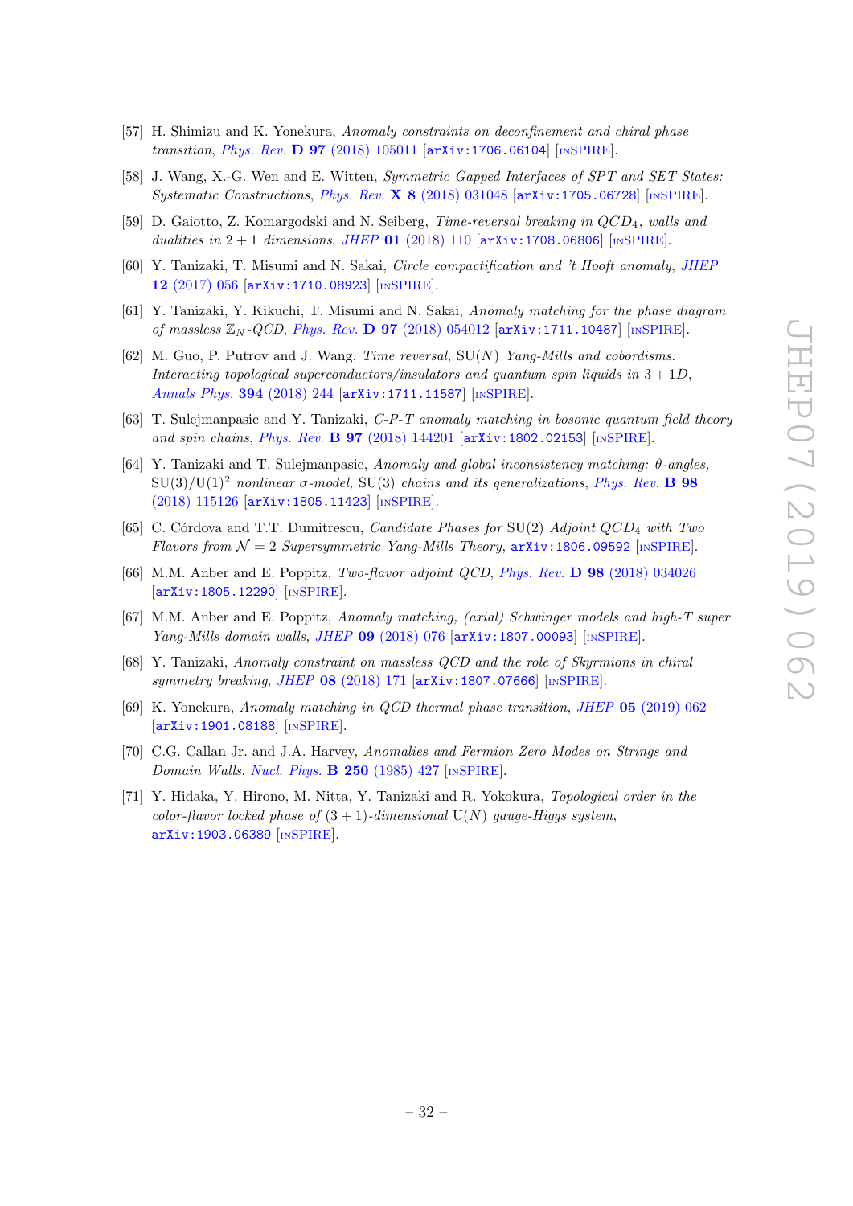[57] H. Shimizu and K. Yonekura, *Anomaly constraints on deconfinement and chiral phase transition*, *Phys. Rev.* **D 97** (2018) 105011 [arXiv:1706.06104] [INSPIRE].

[58] J. Wang, X.-G. Wen and E. Witten, *Symmetric Gapped Interfaces of SPT and SET States: Systematic Constructions*, *Phys. Rev.* **X 8** (2018) 031048 [arXiv:1705.06728] [INSPIRE].

[59] D. Gaiotto, Z. Komargodski and N. Seiberg, *Time-reversal breaking in $QCD_4$, walls and dualities in $2+1$ dimensions*, *JHEP* **01** (2018) 110 [arXiv:1708.06806] [INSPIRE].

[60] Y. Tanizaki, T. Misumi and N. Sakai, *Circle compactification and 't Hooft anomaly*, *JHEP* **12** (2017) 056 [arXiv:1710.08923] [INSPIRE].

[61] Y. Tanizaki, Y. Kikuchi, T. Misumi and N. Sakai, *Anomaly matching for the phase diagram of massless $\mathbb{Z}_N$-QCD*, *Phys. Rev.* **D 97** (2018) 054012 [arXiv:1711.10487] [INSPIRE].

[62] M. Guo, P. Putrov and J. Wang, *Time reversal, $\mathrm{SU}(N)$ Yang-Mills and cobordisms: Interacting topological superconductors/insulators and quantum spin liquids in $3+1D$*, *Annals Phys.* **394** (2018) 244 [arXiv:1711.11587] [INSPIRE].

[63] T. Sulejmanpasic and Y. Tanizaki, *C-P-T anomaly matching in bosonic quantum field theory and spin chains*, *Phys. Rev.* **B 97** (2018) 144201 [arXiv:1802.02153] [INSPIRE].

[64] Y. Tanizaki and T. Sulejmanpasic, *Anomaly and global inconsistency matching: θ-angles, $\mathrm{SU}(3)/\mathrm{U}(1)^2$ nonlinear σ-model, $\mathrm{SU}(3)$ chains and its generalizations*, *Phys. Rev.* **B 98** (2018) 115126 [arXiv:1805.11423] [INSPIRE].

[65] C. Córdova and T.T. Dumitrescu, *Candidate Phases for $\mathrm{SU}(2)$ Adjoint $QCD_4$ with Two Flavors from $\mathcal{N}=2$ Supersymmetric Yang-Mills Theory*, arXiv:1806.09592 [INSPIRE].

[66] M.M. Anber and E. Poppitz, *Two-flavor adjoint QCD*, *Phys. Rev.* **D 98** (2018) 034026 [arXiv:1805.12290] [INSPIRE].

[67] M.M. Anber and E. Poppitz, *Anomaly matching, (axial) Schwinger models and high-T super Yang-Mills domain walls*, *JHEP* **09** (2018) 076 [arXiv:1807.00093] [INSPIRE].

[68] Y. Tanizaki, *Anomaly constraint on massless QCD and the role of Skyrmions in chiral symmetry breaking*, *JHEP* **08** (2018) 171 [arXiv:1807.07666] [INSPIRE].

[69] K. Yonekura, *Anomaly matching in QCD thermal phase transition*, *JHEP* **05** (2019) 062 [arXiv:1901.08188] [INSPIRE].

[70] C.G. Callan Jr. and J.A. Harvey, *Anomalies and Fermion Zero Modes on Strings and Domain Walls*, *Nucl. Phys.* **B 250** (1985) 427 [INSPIRE].

[71] Y. Hidaka, Y. Hirono, M. Nitta, Y. Tanizaki and R. Yokokura, *Topological order in the color-flavor locked phase of $(3+1)$-dimensional $\mathrm{U}(N)$ gauge-Higgs system*, arXiv:1903.06389 [INSPIRE].